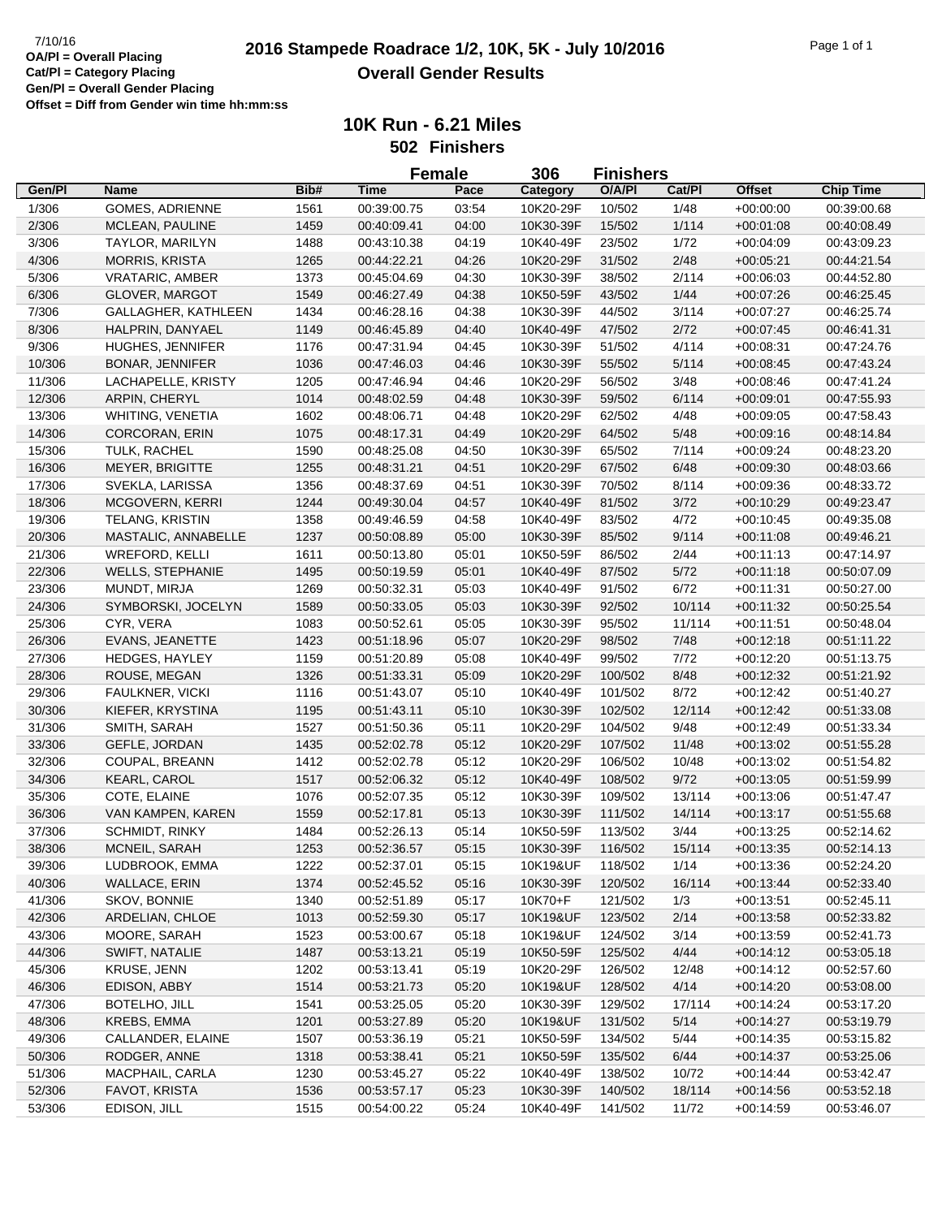7/10/16

**OA/Pl = Overall Placing**
**Cat/Pl = Category Placing**
**Gen/Pl = Overall Gender Placing**
**Offset = Diff from Gender win time hh:mm:ss**

# 2016 Stampede Roadrace 1/2, 10K, 5K - July 10/2016

## Overall Gender Results

### 10K Run - 6.21 Miles

**502 Finishers**

**Female 306 Finishers**

| Gen/Pl | Name | Bib# | Time | Pace | Category | O/A/Pl | Cat/Pl | Offset | Chip Time |
|---|---|---|---|---|---|---|---|---|---|
| 1/306 | GOMES, ADRIENNE | 1561 | 00:39:00.75 | 03:54 | 10K20-29F | 10/502 | 1/48 | +00:00:00 | 00:39:00.68 |
| 2/306 | MCLEAN, PAULINE | 1459 | 00:40:09.41 | 04:00 | 10K30-39F | 15/502 | 1/114 | +00:01:08 | 00:40:08.49 |
| 3/306 | TAYLOR, MARILYN | 1488 | 00:43:10.38 | 04:19 | 10K40-49F | 23/502 | 1/72 | +00:04:09 | 00:43:09.23 |
| 4/306 | MORRIS, KRISTA | 1265 | 00:44:22.21 | 04:26 | 10K20-29F | 31/502 | 2/48 | +00:05:21 | 00:44:21.54 |
| 5/306 | VRATARIC, AMBER | 1373 | 00:45:04.69 | 04:30 | 10K30-39F | 38/502 | 2/114 | +00:06:03 | 00:44:52.80 |
| 6/306 | GLOVER, MARGOT | 1549 | 00:46:27.49 | 04:38 | 10K50-59F | 43/502 | 1/44 | +00:07:26 | 00:46:25.45 |
| 7/306 | GALLAGHER, KATHLEEN | 1434 | 00:46:28.16 | 04:38 | 10K30-39F | 44/502 | 3/114 | +00:07:27 | 00:46:25.74 |
| 8/306 | HALPRIN, DANYAEL | 1149 | 00:46:45.89 | 04:40 | 10K40-49F | 47/502 | 2/72 | +00:07:45 | 00:46:41.31 |
| 9/306 | HUGHES, JENNIFER | 1176 | 00:47:31.94 | 04:45 | 10K30-39F | 51/502 | 4/114 | +00:08:31 | 00:47:24.76 |
| 10/306 | BONAR, JENNIFER | 1036 | 00:47:46.03 | 04:46 | 10K30-39F | 55/502 | 5/114 | +00:08:45 | 00:47:43.24 |
| 11/306 | LACHAPELLE, KRISTY | 1205 | 00:47:46.94 | 04:46 | 10K20-29F | 56/502 | 3/48 | +00:08:46 | 00:47:41.24 |
| 12/306 | ARPIN, CHERYL | 1014 | 00:48:02.59 | 04:48 | 10K30-39F | 59/502 | 6/114 | +00:09:01 | 00:47:55.93 |
| 13/306 | WHITING, VENETIA | 1602 | 00:48:06.71 | 04:48 | 10K20-29F | 62/502 | 4/48 | +00:09:05 | 00:47:58.43 |
| 14/306 | CORCORAN, ERIN | 1075 | 00:48:17.31 | 04:49 | 10K20-29F | 64/502 | 5/48 | +00:09:16 | 00:48:14.84 |
| 15/306 | TULK, RACHEL | 1590 | 00:48:25.08 | 04:50 | 10K30-39F | 65/502 | 7/114 | +00:09:24 | 00:48:23.20 |
| 16/306 | MEYER, BRIGITTE | 1255 | 00:48:31.21 | 04:51 | 10K20-29F | 67/502 | 6/48 | +00:09:30 | 00:48:03.66 |
| 17/306 | SVEKLA, LARISSA | 1356 | 00:48:37.69 | 04:51 | 10K30-39F | 70/502 | 8/114 | +00:09:36 | 00:48:33.72 |
| 18/306 | MCGOVERN, KERRI | 1244 | 00:49:30.04 | 04:57 | 10K40-49F | 81/502 | 3/72 | +00:10:29 | 00:49:23.47 |
| 19/306 | TELANG, KRISTIN | 1358 | 00:49:46.59 | 04:58 | 10K40-49F | 83/502 | 4/72 | +00:10:45 | 00:49:35.08 |
| 20/306 | MASTALIC, ANNABELLE | 1237 | 00:50:08.89 | 05:00 | 10K30-39F | 85/502 | 9/114 | +00:11:08 | 00:49:46.21 |
| 21/306 | WREFORD, KELLI | 1611 | 00:50:13.80 | 05:01 | 10K50-59F | 86/502 | 2/44 | +00:11:13 | 00:47:14.97 |
| 22/306 | WELLS, STEPHANIE | 1495 | 00:50:19.59 | 05:01 | 10K40-49F | 87/502 | 5/72 | +00:11:18 | 00:50:07.09 |
| 23/306 | MUNDT, MIRJA | 1269 | 00:50:32.31 | 05:03 | 10K40-49F | 91/502 | 6/72 | +00:11:31 | 00:50:27.00 |
| 24/306 | SYMBORSKI, JOCELYN | 1589 | 00:50:33.05 | 05:03 | 10K30-39F | 92/502 | 10/114 | +00:11:32 | 00:50:25.54 |
| 25/306 | CYR, VERA | 1083 | 00:50:52.61 | 05:05 | 10K30-39F | 95/502 | 11/114 | +00:11:51 | 00:50:48.04 |
| 26/306 | EVANS, JEANETTE | 1423 | 00:51:18.96 | 05:07 | 10K20-29F | 98/502 | 7/48 | +00:12:18 | 00:51:11.22 |
| 27/306 | HEDGES, HAYLEY | 1159 | 00:51:20.89 | 05:08 | 10K40-49F | 99/502 | 7/72 | +00:12:20 | 00:51:13.75 |
| 28/306 | ROUSE, MEGAN | 1326 | 00:51:33.31 | 05:09 | 10K20-29F | 100/502 | 8/48 | +00:12:32 | 00:51:21.92 |
| 29/306 | FAULKNER, VICKI | 1116 | 00:51:43.07 | 05:10 | 10K40-49F | 101/502 | 8/72 | +00:12:42 | 00:51:40.27 |
| 30/306 | KIEFER, KRYSTINA | 1195 | 00:51:43.11 | 05:10 | 10K30-39F | 102/502 | 12/114 | +00:12:42 | 00:51:33.08 |
| 31/306 | SMITH, SARAH | 1527 | 00:51:50.36 | 05:11 | 10K20-29F | 104/502 | 9/48 | +00:12:49 | 00:51:33.34 |
| 33/306 | GEFLE, JORDAN | 1435 | 00:52:02.78 | 05:12 | 10K20-29F | 107/502 | 11/48 | +00:13:02 | 00:51:55.28 |
| 32/306 | COUPAL, BREANN | 1412 | 00:52:02.78 | 05:12 | 10K20-29F | 106/502 | 10/48 | +00:13:02 | 00:51:54.82 |
| 34/306 | KEARL, CAROL | 1517 | 00:52:06.32 | 05:12 | 10K40-49F | 108/502 | 9/72 | +00:13:05 | 00:51:59.99 |
| 35/306 | COTE, ELAINE | 1076 | 00:52:07.35 | 05:12 | 10K30-39F | 109/502 | 13/114 | +00:13:06 | 00:51:47.47 |
| 36/306 | VAN KAMPEN, KAREN | 1559 | 00:52:17.81 | 05:13 | 10K30-39F | 111/502 | 14/114 | +00:13:17 | 00:51:55.68 |
| 37/306 | SCHMIDT, RINKY | 1484 | 00:52:26.13 | 05:14 | 10K50-59F | 113/502 | 3/44 | +00:13:25 | 00:52:14.62 |
| 38/306 | MCNEIL, SARAH | 1253 | 00:52:36.57 | 05:15 | 10K30-39F | 116/502 | 15/114 | +00:13:35 | 00:52:14.13 |
| 39/306 | LUDBROOK, EMMA | 1222 | 00:52:37.01 | 05:15 | 10K19&UF | 118/502 | 1/14 | +00:13:36 | 00:52:24.20 |
| 40/306 | WALLACE, ERIN | 1374 | 00:52:45.52 | 05:16 | 10K30-39F | 120/502 | 16/114 | +00:13:44 | 00:52:33.40 |
| 41/306 | SKOV, BONNIE | 1340 | 00:52:51.89 | 05:17 | 10K70+F | 121/502 | 1/3 | +00:13:51 | 00:52:45.11 |
| 42/306 | ARDELIAN, CHLOE | 1013 | 00:52:59.30 | 05:17 | 10K19&UF | 123/502 | 2/14 | +00:13:58 | 00:52:33.82 |
| 43/306 | MOORE, SARAH | 1523 | 00:53:00.67 | 05:18 | 10K19&UF | 124/502 | 3/14 | +00:13:59 | 00:52:41.73 |
| 44/306 | SWIFT, NATALIE | 1487 | 00:53:13.21 | 05:19 | 10K50-59F | 125/502 | 4/44 | +00:14:12 | 00:53:05.18 |
| 45/306 | KRUSE, JENN | 1202 | 00:53:13.41 | 05:19 | 10K20-29F | 126/502 | 12/48 | +00:14:12 | 00:52:57.60 |
| 46/306 | EDISON, ABBY | 1514 | 00:53:21.73 | 05:20 | 10K19&UF | 128/502 | 4/14 | +00:14:20 | 00:53:08.00 |
| 47/306 | BOTELHO, JILL | 1541 | 00:53:25.05 | 05:20 | 10K30-39F | 129/502 | 17/114 | +00:14:24 | 00:53:17.20 |
| 48/306 | KREBS, EMMA | 1201 | 00:53:27.89 | 05:20 | 10K19&UF | 131/502 | 5/14 | +00:14:27 | 00:53:19.79 |
| 49/306 | CALLANDER, ELAINE | 1507 | 00:53:36.19 | 05:21 | 10K50-59F | 134/502 | 5/44 | +00:14:35 | 00:53:15.82 |
| 50/306 | RODGER, ANNE | 1318 | 00:53:38.41 | 05:21 | 10K50-59F | 135/502 | 6/44 | +00:14:37 | 00:53:25.06 |
| 51/306 | MACPHAIL, CARLA | 1230 | 00:53:45.27 | 05:22 | 10K40-49F | 138/502 | 10/72 | +00:14:44 | 00:53:42.47 |
| 52/306 | FAVOT, KRISTA | 1536 | 00:53:57.17 | 05:23 | 10K30-39F | 140/502 | 18/114 | +00:14:56 | 00:53:52.18 |
| 53/306 | EDISON, JILL | 1515 | 00:54:00.22 | 05:24 | 10K40-49F | 141/502 | 11/72 | +00:14:59 | 00:53:46.07 |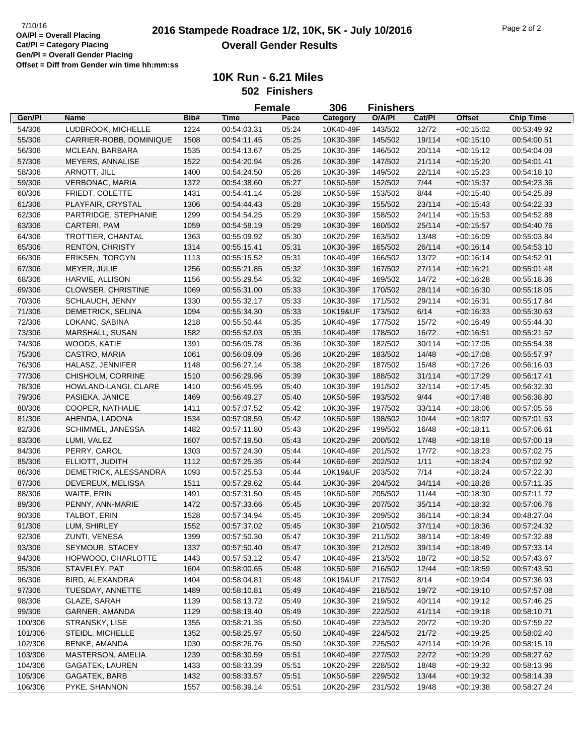7/10/16

**OA/Pl = Overall Placing**
**Cat/Pl = Category Placing**
**Gen/Pl = Overall Gender Placing**
**Offset = Diff from Gender win time hh:mm:ss**

# 2016 Stampede Roadrace 1/2, 10K, 5K - July 10/2016

## Overall Gender Results

### 10K Run - 6.21 Miles

**502 Finishers**

**Female 306 Finishers**

| Gen/Pl | Name | Bib# | Time | Pace | Category | O/A/Pl | Cat/Pl | Offset | Chip Time |
|---|---|---|---|---|---|---|---|---|---|
| 54/306 | LUDBROOK, MICHELLE | 1224 | 00:54:03.31 | 05:24 | 10K40-49F | 143/502 | 12/72 | +00:15:02 | 00:53:49.92 |
| 55/306 | CARRIER-ROBB, DOMINIQUE | 1508 | 00:54:11.45 | 05:25 | 10K30-39F | 145/502 | 19/114 | +00:15:10 | 00:54:00.51 |
| 56/306 | MCLEAN, BARBARA | 1535 | 00:54:13.67 | 05:25 | 10K30-39F | 146/502 | 20/114 | +00:15:12 | 00:54:04.09 |
| 57/306 | MEYERS, ANNALISE | 1522 | 00:54:20.94 | 05:26 | 10K30-39F | 147/502 | 21/114 | +00:15:20 | 00:54:01.41 |
| 58/306 | ARNOTT, JILL | 1400 | 00:54:24.50 | 05:26 | 10K30-39F | 149/502 | 22/114 | +00:15:23 | 00:54:18.10 |
| 59/306 | VERBONAC, MARIA | 1372 | 00:54:38.60 | 05:27 | 10K50-59F | 152/502 | 7/44 | +00:15:37 | 00:54:23.36 |
| 60/306 | FRIEDT, COLETTE | 1431 | 00:54:41.14 | 05:28 | 10K50-59F | 153/502 | 8/44 | +00:15:40 | 00:54:25.89 |
| 61/306 | PLAYFAIR, CRYSTAL | 1306 | 00:54:44.43 | 05:28 | 10K30-39F | 155/502 | 23/114 | +00:15:43 | 00:54:22.33 |
| 62/306 | PARTRIDGE, STEPHANIE | 1299 | 00:54:54.25 | 05:29 | 10K30-39F | 158/502 | 24/114 | +00:15:53 | 00:54:52.88 |
| 63/306 | CARTERI, PAM | 1059 | 00:54:58.19 | 05:29 | 10K30-39F | 160/502 | 25/114 | +00:15:57 | 00:54:40.76 |
| 64/306 | TROTTIER, CHANTAL | 1363 | 00:55:09.92 | 05:30 | 10K20-29F | 163/502 | 13/48 | +00:16:09 | 00:55:03.84 |
| 65/306 | RENTON, CHRISTY | 1314 | 00:55:15.41 | 05:31 | 10K30-39F | 165/502 | 26/114 | +00:16:14 | 00:54:53.10 |
| 66/306 | ERIKSEN, TORGYN | 1113 | 00:55:15.52 | 05:31 | 10K40-49F | 166/502 | 13/72 | +00:16:14 | 00:54:52.91 |
| 67/306 | MEYER, JULIE | 1256 | 00:55:21.85 | 05:32 | 10K30-39F | 167/502 | 27/114 | +00:16:21 | 00:55:01.48 |
| 68/306 | HARVIE, ALLISON | 1156 | 00:55:29.54 | 05:32 | 10K40-49F | 169/502 | 14/72 | +00:16:28 | 00:55:18.36 |
| 69/306 | CLOWSER, CHRISTINE | 1069 | 00:55:31.00 | 05:33 | 10K30-39F | 170/502 | 28/114 | +00:16:30 | 00:55:18.05 |
| 70/306 | SCHLAUCH, JENNY | 1330 | 00:55:32.17 | 05:33 | 10K30-39F | 171/502 | 29/114 | +00:16:31 | 00:55:17.84 |
| 71/306 | DEMETRICK, SELINA | 1094 | 00:55:34.30 | 05:33 | 10K19&UF | 173/502 | 6/14 | +00:16:33 | 00:55:30.63 |
| 72/306 | LOKANC, SABINA | 1218 | 00:55:50.44 | 05:35 | 10K40-49F | 177/502 | 15/72 | +00:16:49 | 00:55:44.30 |
| 73/306 | MARSHALL, SUSAN | 1582 | 00:55:52.03 | 05:35 | 10K40-49F | 178/502 | 16/72 | +00:16:51 | 00:55:21.52 |
| 74/306 | WOODS, KATIE | 1391 | 00:56:05.78 | 05:36 | 10K30-39F | 182/502 | 30/114 | +00:17:05 | 00:55:54.38 |
| 75/306 | CASTRO, MARIA | 1061 | 00:56:09.09 | 05:36 | 10K20-29F | 183/502 | 14/48 | +00:17:08 | 00:55:57.97 |
| 76/306 | HALASZ, JENNIFER | 1148 | 00:56:27.14 | 05:38 | 10K20-29F | 187/502 | 15/48 | +00:17:26 | 00:56:16.03 |
| 77/306 | CHISHOLM, CORRINE | 1510 | 00:56:29.96 | 05:39 | 10K30-39F | 188/502 | 31/114 | +00:17:29 | 00:56:17.41 |
| 78/306 | HOWLAND-LANGI, CLARE | 1410 | 00:56:45.95 | 05:40 | 10K30-39F | 191/502 | 32/114 | +00:17:45 | 00:56:32.30 |
| 79/306 | PASIEKA, JANICE | 1469 | 00:56:49.27 | 05:40 | 10K50-59F | 193/502 | 9/44 | +00:17:48 | 00:56:38.80 |
| 80/306 | COOPER, NATHALIE | 1411 | 00:57:07.52 | 05:42 | 10K30-39F | 197/502 | 33/114 | +00:18:06 | 00:57:05.56 |
| 81/306 | AHENDA, LADONA | 1534 | 00:57:08.59 | 05:42 | 10K50-59F | 198/502 | 10/44 | +00:18:07 | 00:57:01.53 |
| 82/306 | SCHIMMEL, JANESSA | 1482 | 00:57:11.80 | 05:43 | 10K20-29F | 199/502 | 16/48 | +00:18:11 | 00:57:06.61 |
| 83/306 | LUMI, VALEZ | 1607 | 00:57:19.50 | 05:43 | 10K20-29F | 200/502 | 17/48 | +00:18:18 | 00:57:00.19 |
| 84/306 | PERRY, CAROL | 1303 | 00:57:24.30 | 05:44 | 10K40-49F | 201/502 | 17/72 | +00:18:23 | 00:57:02.75 |
| 85/306 | ELLIOTT, JUDITH | 1112 | 00:57:25.35 | 05:44 | 10K60-69F | 202/502 | 1/11 | +00:18:24 | 00:57:02.92 |
| 86/306 | DEMETRICK, ALESSANDRA | 1093 | 00:57:25.53 | 05:44 | 10K19&UF | 203/502 | 7/14 | +00:18:24 | 00:57:22.30 |
| 87/306 | DEVEREUX, MELISSA | 1511 | 00:57:29.62 | 05:44 | 10K30-39F | 204/502 | 34/114 | +00:18:28 | 00:57:11.35 |
| 88/306 | WAITE, ERIN | 1491 | 00:57:31.50 | 05:45 | 10K50-59F | 205/502 | 11/44 | +00:18:30 | 00:57:11.72 |
| 89/306 | PENNY, ANN-MARIE | 1472 | 00:57:33.66 | 05:45 | 10K30-39F | 207/502 | 35/114 | +00:18:32 | 00:57:06.76 |
| 90/306 | TALBOT, ERIN | 1528 | 00:57:34.94 | 05:45 | 10K30-39F | 209/502 | 36/114 | +00:18:34 | 00:48:27.04 |
| 91/306 | LUM, SHIRLEY | 1552 | 00:57:37.02 | 05:45 | 10K30-39F | 210/502 | 37/114 | +00:18:36 | 00:57:24.32 |
| 92/306 | ZUNTI, VENESA | 1399 | 00:57:50.30 | 05:47 | 10K30-39F | 211/502 | 38/114 | +00:18:49 | 00:57:32.88 |
| 93/306 | SEYMOUR, STACEY | 1337 | 00:57:50.40 | 05:47 | 10K30-39F | 212/502 | 39/114 | +00:18:49 | 00:57:33.14 |
| 94/306 | HOPWOOD, CHARLOTTE | 1443 | 00:57:53.12 | 05:47 | 10K40-49F | 213/502 | 18/72 | +00:18:52 | 00:57:43.67 |
| 95/306 | STAVELEY, PAT | 1604 | 00:58:00.65 | 05:48 | 10K50-59F | 216/502 | 12/44 | +00:18:59 | 00:57:43.50 |
| 96/306 | BIRD, ALEXANDRA | 1404 | 00:58:04.81 | 05:48 | 10K19&UF | 217/502 | 8/14 | +00:19:04 | 00:57:36.93 |
| 97/306 | TUESDAY, ANNETTE | 1489 | 00:58:10.81 | 05:49 | 10K40-49F | 218/502 | 19/72 | +00:19:10 | 00:57:57.08 |
| 98/306 | GLAZE, SARAH | 1139 | 00:58:13.72 | 05:49 | 10K30-39F | 219/502 | 40/114 | +00:19:12 | 00:57:46.25 |
| 99/306 | GARNER, AMANDA | 1129 | 00:58:19.40 | 05:49 | 10K30-39F | 222/502 | 41/114 | +00:19:18 | 00:58:10.71 |
| 100/306 | STRANSKY, LISE | 1355 | 00:58:21.35 | 05:50 | 10K40-49F | 223/502 | 20/72 | +00:19:20 | 00:57:59.22 |
| 101/306 | STEIDL, MICHELLE | 1352 | 00:58:25.97 | 05:50 | 10K40-49F | 224/502 | 21/72 | +00:19:25 | 00:58:02.40 |
| 102/306 | BENKE, AMANDA | 1030 | 00:58:26.76 | 05:50 | 10K30-39F | 225/502 | 42/114 | +00:19:26 | 00:58:15.19 |
| 103/306 | MASTERSON, AMELIA | 1239 | 00:58:30.59 | 05:51 | 10K40-49F | 227/502 | 22/72 | +00:19:29 | 00:58:27.62 |
| 104/306 | GAGATEK, LAUREN | 1433 | 00:58:33.39 | 05:51 | 10K20-29F | 228/502 | 18/48 | +00:19:32 | 00:58:13.96 |
| 105/306 | GAGATEK, BARB | 1432 | 00:58:33.57 | 05:51 | 10K50-59F | 229/502 | 13/44 | +00:19:32 | 00:58:14.39 |
| 106/306 | PYKE, SHANNON | 1557 | 00:58:39.14 | 05:51 | 10K20-29F | 231/502 | 19/48 | +00:19:38 | 00:58:27.24 |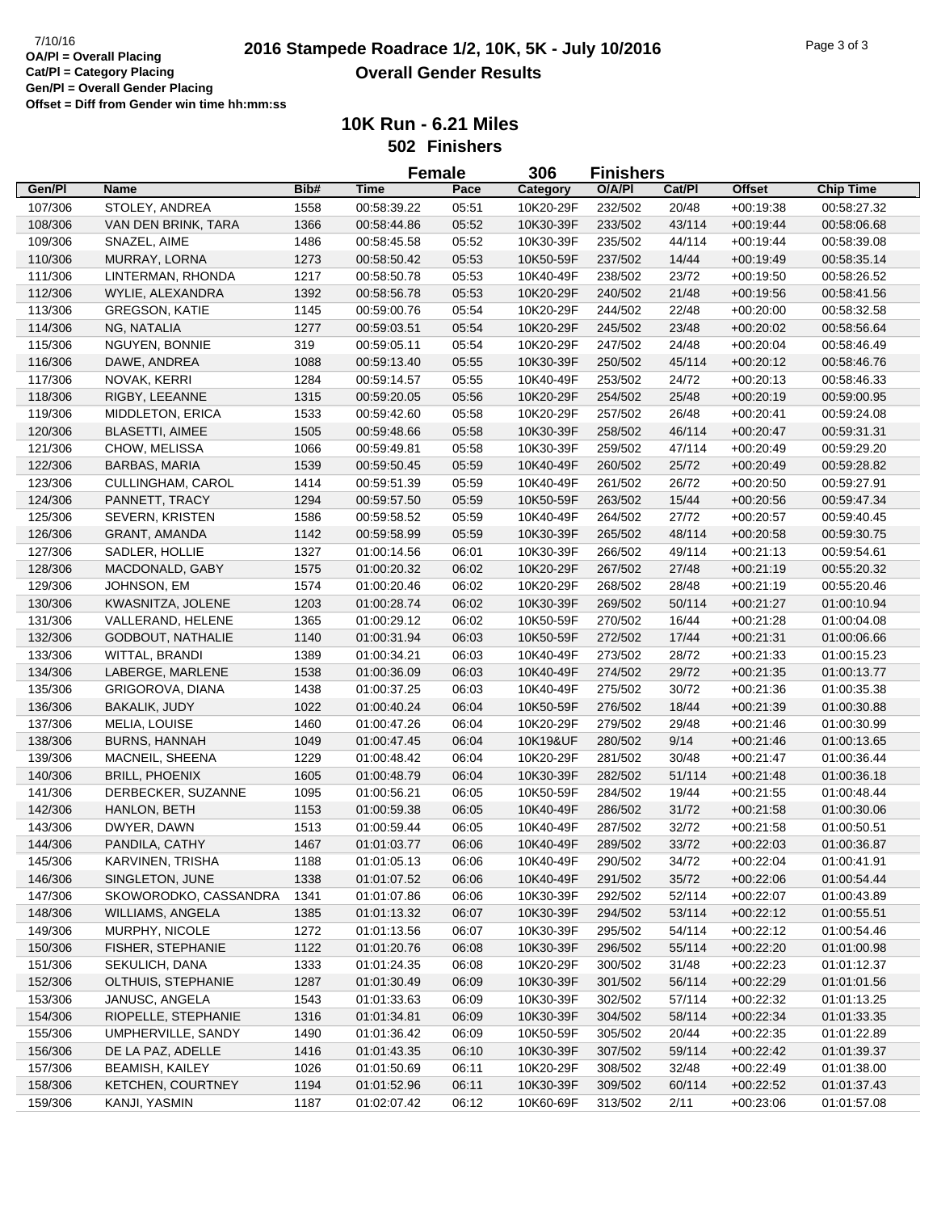7/10/16

**OA/Pl = Overall Placing**
**Cat/Pl = Category Placing**
**Gen/Pl = Overall Gender Placing**
**Offset = Diff from Gender win time hh:mm:ss**

# 2016 Stampede Roadrace 1/2, 10K, 5K - July 10/2016
## Overall Gender Results

### 10K Run - 6.21 Miles
### 502 Finishers

**Female 306 Finishers**

| Gen/Pl | Name | Bib# | Time | Pace | Category | O/A/Pl | Cat/Pl | Offset | Chip Time |
|---|---|---|---|---|---|---|---|---|---|
| 107/306 | STOLEY, ANDREA | 1558 | 00:58:39.22 | 05:51 | 10K20-29F | 232/502 | 20/48 | +00:19:38 | 00:58:27.32 |
| 108/306 | VAN DEN BRINK, TARA | 1366 | 00:58:44.86 | 05:52 | 10K30-39F | 233/502 | 43/114 | +00:19:44 | 00:58:06.68 |
| 109/306 | SNAZEL, AIME | 1486 | 00:58:45.58 | 05:52 | 10K30-39F | 235/502 | 44/114 | +00:19:44 | 00:58:39.08 |
| 110/306 | MURRAY, LORNA | 1273 | 00:58:50.42 | 05:53 | 10K50-59F | 237/502 | 14/44 | +00:19:49 | 00:58:35.14 |
| 111/306 | LINTERMAN, RHONDA | 1217 | 00:58:50.78 | 05:53 | 10K40-49F | 238/502 | 23/72 | +00:19:50 | 00:58:26.52 |
| 112/306 | WYLIE, ALEXANDRA | 1392 | 00:58:56.78 | 05:53 | 10K20-29F | 240/502 | 21/48 | +00:19:56 | 00:58:41.56 |
| 113/306 | GREGSON, KATIE | 1145 | 00:59:00.76 | 05:54 | 10K20-29F | 244/502 | 22/48 | +00:20:00 | 00:58:32.58 |
| 114/306 | NG, NATALIA | 1277 | 00:59:03.51 | 05:54 | 10K20-29F | 245/502 | 23/48 | +00:20:02 | 00:58:56.64 |
| 115/306 | NGUYEN, BONNIE | 319 | 00:59:05.11 | 05:54 | 10K20-29F | 247/502 | 24/48 | +00:20:04 | 00:58:46.49 |
| 116/306 | DAWE, ANDREA | 1088 | 00:59:13.40 | 05:55 | 10K30-39F | 250/502 | 45/114 | +00:20:12 | 00:58:46.76 |
| 117/306 | NOVAK, KERRI | 1284 | 00:59:14.57 | 05:55 | 10K40-49F | 253/502 | 24/72 | +00:20:13 | 00:58:46.33 |
| 118/306 | RIGBY, LEEANNE | 1315 | 00:59:20.05 | 05:56 | 10K20-29F | 254/502 | 25/48 | +00:20:19 | 00:59:00.95 |
| 119/306 | MIDDLETON, ERICA | 1533 | 00:59:42.60 | 05:58 | 10K20-29F | 257/502 | 26/48 | +00:20:41 | 00:59:24.08 |
| 120/306 | BLASETTI, AIMEE | 1505 | 00:59:48.66 | 05:58 | 10K30-39F | 258/502 | 46/114 | +00:20:47 | 00:59:31.31 |
| 121/306 | CHOW, MELISSA | 1066 | 00:59:49.81 | 05:58 | 10K30-39F | 259/502 | 47/114 | +00:20:49 | 00:59:29.20 |
| 122/306 | BARBAS, MARIA | 1539 | 00:59:50.45 | 05:59 | 10K40-49F | 260/502 | 25/72 | +00:20:49 | 00:59:28.82 |
| 123/306 | CULLINGHAM, CAROL | 1414 | 00:59:51.39 | 05:59 | 10K40-49F | 261/502 | 26/72 | +00:20:50 | 00:59:27.91 |
| 124/306 | PANNETT, TRACY | 1294 | 00:59:57.50 | 05:59 | 10K50-59F | 263/502 | 15/44 | +00:20:56 | 00:59:47.34 |
| 125/306 | SEVERN, KRISTEN | 1586 | 00:59:58.52 | 05:59 | 10K40-49F | 264/502 | 27/72 | +00:20:57 | 00:59:40.45 |
| 126/306 | GRANT, AMANDA | 1142 | 00:59:58.99 | 05:59 | 10K30-39F | 265/502 | 48/114 | +00:20:58 | 00:59:30.75 |
| 127/306 | SADLER, HOLLIE | 1327 | 01:00:14.56 | 06:01 | 10K30-39F | 266/502 | 49/114 | +00:21:13 | 00:59:54.61 |
| 128/306 | MACDONALD, GABY | 1575 | 01:00:20.32 | 06:02 | 10K20-29F | 267/502 | 27/48 | +00:21:19 | 00:55:20.32 |
| 129/306 | JOHNSON, EM | 1574 | 01:00:20.46 | 06:02 | 10K20-29F | 268/502 | 28/48 | +00:21:19 | 00:55:20.46 |
| 130/306 | KWASNITZA, JOLENE | 1203 | 01:00:28.74 | 06:02 | 10K30-39F | 269/502 | 50/114 | +00:21:27 | 01:00:10.94 |
| 131/306 | VALLERAND, HELENE | 1365 | 01:00:29.12 | 06:02 | 10K50-59F | 270/502 | 16/44 | +00:21:28 | 01:00:04.08 |
| 132/306 | GODBOUT, NATHALIE | 1140 | 01:00:31.94 | 06:03 | 10K50-59F | 272/502 | 17/44 | +00:21:31 | 01:00:06.66 |
| 133/306 | WITTAL, BRANDI | 1389 | 01:00:34.21 | 06:03 | 10K40-49F | 273/502 | 28/72 | +00:21:33 | 01:00:15.23 |
| 134/306 | LABERGE, MARLENE | 1538 | 01:00:36.09 | 06:03 | 10K40-49F | 274/502 | 29/72 | +00:21:35 | 01:00:13.77 |
| 135/306 | GRIGOROVA, DIANA | 1438 | 01:00:37.25 | 06:03 | 10K40-49F | 275/502 | 30/72 | +00:21:36 | 01:00:35.38 |
| 136/306 | BAKALIK, JUDY | 1022 | 01:00:40.24 | 06:04 | 10K50-59F | 276/502 | 18/44 | +00:21:39 | 01:00:30.88 |
| 137/306 | MELIA, LOUISE | 1460 | 01:00:47.26 | 06:04 | 10K20-29F | 279/502 | 29/48 | +00:21:46 | 01:00:30.99 |
| 138/306 | BURNS, HANNAH | 1049 | 01:00:47.45 | 06:04 | 10K19&UF | 280/502 | 9/14 | +00:21:46 | 01:00:13.65 |
| 139/306 | MACNEIL, SHEENA | 1229 | 01:00:48.42 | 06:04 | 10K20-29F | 281/502 | 30/48 | +00:21:47 | 01:00:36.44 |
| 140/306 | BRILL, PHOENIX | 1605 | 01:00:48.79 | 06:04 | 10K30-39F | 282/502 | 51/114 | +00:21:48 | 01:00:36.18 |
| 141/306 | DERBECKER, SUZANNE | 1095 | 01:00:56.21 | 06:05 | 10K50-59F | 284/502 | 19/44 | +00:21:55 | 01:00:48.44 |
| 142/306 | HANLON, BETH | 1153 | 01:00:59.38 | 06:05 | 10K40-49F | 286/502 | 31/72 | +00:21:58 | 01:00:30.06 |
| 143/306 | DWYER, DAWN | 1513 | 01:00:59.44 | 06:05 | 10K40-49F | 287/502 | 32/72 | +00:21:58 | 01:00:50.51 |
| 144/306 | PANDILA, CATHY | 1467 | 01:01:03.77 | 06:06 | 10K40-49F | 289/502 | 33/72 | +00:22:03 | 01:00:36.87 |
| 145/306 | KARVINEN, TRISHA | 1188 | 01:01:05.13 | 06:06 | 10K40-49F | 290/502 | 34/72 | +00:22:04 | 01:00:41.91 |
| 146/306 | SINGLETON, JUNE | 1338 | 01:01:07.52 | 06:06 | 10K40-49F | 291/502 | 35/72 | +00:22:06 | 01:00:54.44 |
| 147/306 | SKOWORODKO, CASSANDRA | 1341 | 01:01:07.86 | 06:06 | 10K30-39F | 292/502 | 52/114 | +00:22:07 | 01:00:43.89 |
| 148/306 | WILLIAMS, ANGELA | 1385 | 01:01:13.32 | 06:07 | 10K30-39F | 294/502 | 53/114 | +00:22:12 | 01:00:55.51 |
| 149/306 | MURPHY, NICOLE | 1272 | 01:01:13.56 | 06:07 | 10K30-39F | 295/502 | 54/114 | +00:22:12 | 01:00:54.46 |
| 150/306 | FISHER, STEPHANIE | 1122 | 01:01:20.76 | 06:08 | 10K30-39F | 296/502 | 55/114 | +00:22:20 | 01:01:00.98 |
| 151/306 | SEKULICH, DANA | 1333 | 01:01:24.35 | 06:08 | 10K20-29F | 300/502 | 31/48 | +00:22:23 | 01:01:12.37 |
| 152/306 | OLTHUIS, STEPHANIE | 1287 | 01:01:30.49 | 06:09 | 10K30-39F | 301/502 | 56/114 | +00:22:29 | 01:01:01.56 |
| 153/306 | JANUSC, ANGELA | 1543 | 01:01:33.63 | 06:09 | 10K30-39F | 302/502 | 57/114 | +00:22:32 | 01:01:13.25 |
| 154/306 | RIOPELLE, STEPHANIE | 1316 | 01:01:34.81 | 06:09 | 10K30-39F | 304/502 | 58/114 | +00:22:34 | 01:01:33.35 |
| 155/306 | UMPHERVILLE, SANDY | 1490 | 01:01:36.42 | 06:09 | 10K50-59F | 305/502 | 20/44 | +00:22:35 | 01:01:22.89 |
| 156/306 | DE LA PAZ, ADELLE | 1416 | 01:01:43.35 | 06:10 | 10K30-39F | 307/502 | 59/114 | +00:22:42 | 01:01:39.37 |
| 157/306 | BEAMISH, KAILEY | 1026 | 01:01:50.69 | 06:11 | 10K20-29F | 308/502 | 32/48 | +00:22:49 | 01:01:38.00 |
| 158/306 | KETCHEN, COURTNEY | 1194 | 01:01:52.96 | 06:11 | 10K30-39F | 309/502 | 60/114 | +00:22:52 | 01:01:37.43 |
| 159/306 | KANJI, YASMIN | 1187 | 01:02:07.42 | 06:12 | 10K60-69F | 313/502 | 2/11 | +00:23:06 | 01:01:57.08 |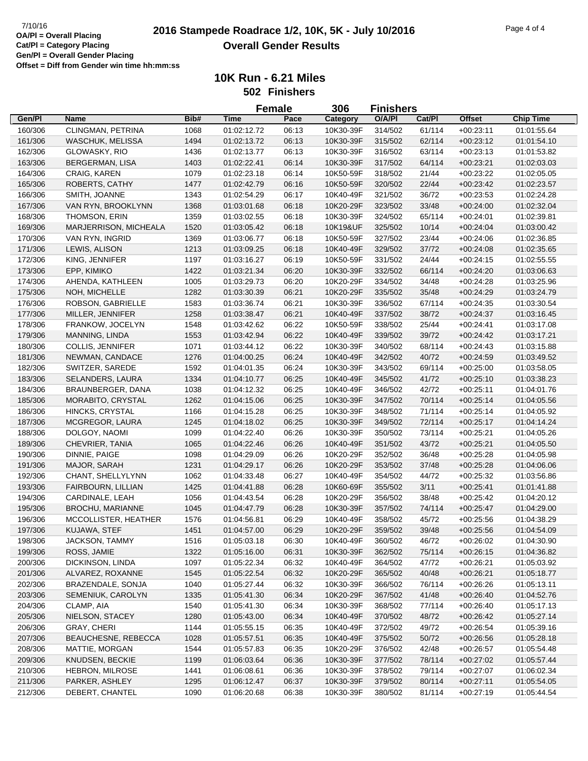7/10/16

**OA/Pl = Overall Placing**
**Cat/Pl = Category Placing**
**Gen/Pl = Overall Gender Placing**
**Offset = Diff from Gender win time hh:mm:ss**

# 2016 Stampede Roadrace 1/2, 10K, 5K - July 10/2016

## Overall Gender Results

### 10K Run - 6.21 Miles

**502 Finishers**

**Female 306 Finishers**

| Gen/Pl | Name | Bib# | Time | Pace | Category | O/A/Pl | Cat/Pl | Offset | Chip Time |
|---|---|---|---|---|---|---|---|---|---|
| 160/306 | CLINGMAN, PETRINA | 1068 | 01:02:12.72 | 06:13 | 10K30-39F | 314/502 | 61/114 | +00:23:11 | 01:01:55.64 |
| 161/306 | WASCHUK, MELISSA | 1494 | 01:02:13.72 | 06:13 | 10K30-39F | 315/502 | 62/114 | +00:23:12 | 01:01:54.10 |
| 162/306 | GLOWASKY, RIO | 1436 | 01:02:13.77 | 06:13 | 10K30-39F | 316/502 | 63/114 | +00:23:13 | 01:01:53.82 |
| 163/306 | BERGERMAN, LISA | 1403 | 01:02:22.41 | 06:14 | 10K30-39F | 317/502 | 64/114 | +00:23:21 | 01:02:03.03 |
| 164/306 | CRAIG, KAREN | 1079 | 01:02:23.18 | 06:14 | 10K50-59F | 318/502 | 21/44 | +00:23:22 | 01:02:05.05 |
| 165/306 | ROBERTS, CATHY | 1477 | 01:02:42.79 | 06:16 | 10K50-59F | 320/502 | 22/44 | +00:23:42 | 01:02:23.57 |
| 166/306 | SMITH, JOANNE | 1343 | 01:02:54.29 | 06:17 | 10K40-49F | 321/502 | 36/72 | +00:23:53 | 01:02:24.28 |
| 167/306 | VAN RYN, BROOKLYNN | 1368 | 01:03:01.68 | 06:18 | 10K20-29F | 323/502 | 33/48 | +00:24:00 | 01:02:32.04 |
| 168/306 | THOMSON, ERIN | 1359 | 01:03:02.55 | 06:18 | 10K30-39F | 324/502 | 65/114 | +00:24:01 | 01:02:39.81 |
| 169/306 | MARJERRISON, MICHEALA | 1520 | 01:03:05.42 | 06:18 | 10K19&UF | 325/502 | 10/14 | +00:24:04 | 01:03:00.42 |
| 170/306 | VAN RYN, INGRID | 1369 | 01:03:06.77 | 06:18 | 10K50-59F | 327/502 | 23/44 | +00:24:06 | 01:02:36.85 |
| 171/306 | LEWIS, ALISON | 1213 | 01:03:09.25 | 06:18 | 10K40-49F | 329/502 | 37/72 | +00:24:08 | 01:02:35.65 |
| 172/306 | KING, JENNIFER | 1197 | 01:03:16.27 | 06:19 | 10K50-59F | 331/502 | 24/44 | +00:24:15 | 01:02:55.55 |
| 173/306 | EPP, KIMIKO | 1422 | 01:03:21.34 | 06:20 | 10K30-39F | 332/502 | 66/114 | +00:24:20 | 01:03:06.63 |
| 174/306 | AHENDA, KATHLEEN | 1005 | 01:03:29.73 | 06:20 | 10K20-29F | 334/502 | 34/48 | +00:24:28 | 01:03:25.96 |
| 175/306 | NOH, MICHELLE | 1282 | 01:03:30.39 | 06:21 | 10K20-29F | 335/502 | 35/48 | +00:24:29 | 01:03:24.79 |
| 176/306 | ROBSON, GABRIELLE | 1583 | 01:03:36.74 | 06:21 | 10K30-39F | 336/502 | 67/114 | +00:24:35 | 01:03:30.54 |
| 177/306 | MILLER, JENNIFER | 1258 | 01:03:38.47 | 06:21 | 10K40-49F | 337/502 | 38/72 | +00:24:37 | 01:03:16.45 |
| 178/306 | FRANKOW, JOCELYN | 1548 | 01:03:42.62 | 06:22 | 10K50-59F | 338/502 | 25/44 | +00:24:41 | 01:03:17.08 |
| 179/306 | MANNING, LINDA | 1553 | 01:03:42.94 | 06:22 | 10K40-49F | 339/502 | 39/72 | +00:24:42 | 01:03:17.21 |
| 180/306 | COLLIS, JENNIFER | 1071 | 01:03:44.12 | 06:22 | 10K30-39F | 340/502 | 68/114 | +00:24:43 | 01:03:15.88 |
| 181/306 | NEWMAN, CANDACE | 1276 | 01:04:00.25 | 06:24 | 10K40-49F | 342/502 | 40/72 | +00:24:59 | 01:03:49.52 |
| 182/306 | SWITZER, SAREDE | 1592 | 01:04:01.35 | 06:24 | 10K30-39F | 343/502 | 69/114 | +00:25:00 | 01:03:58.05 |
| 183/306 | SELANDERS, LAURA | 1334 | 01:04:10.77 | 06:25 | 10K40-49F | 345/502 | 41/72 | +00:25:10 | 01:03:38.23 |
| 184/306 | BRAUNBERGER, DANA | 1038 | 01:04:12.32 | 06:25 | 10K40-49F | 346/502 | 42/72 | +00:25:11 | 01:04:01.76 |
| 185/306 | MORABITO, CRYSTAL | 1262 | 01:04:15.06 | 06:25 | 10K30-39F | 347/502 | 70/114 | +00:25:14 | 01:04:05.56 |
| 186/306 | HINCKS, CRYSTAL | 1166 | 01:04:15.28 | 06:25 | 10K30-39F | 348/502 | 71/114 | +00:25:14 | 01:04:05.92 |
| 187/306 | MCGREGOR, LAURA | 1245 | 01:04:18.02 | 06:25 | 10K30-39F | 349/502 | 72/114 | +00:25:17 | 01:04:14.24 |
| 188/306 | DOLGOY, NAOMI | 1099 | 01:04:22.40 | 06:26 | 10K30-39F | 350/502 | 73/114 | +00:25:21 | 01:04:05.26 |
| 189/306 | CHEVRIER, TANIA | 1065 | 01:04:22.46 | 06:26 | 10K40-49F | 351/502 | 43/72 | +00:25:21 | 01:04:05.50 |
| 190/306 | DINNIE, PAIGE | 1098 | 01:04:29.09 | 06:26 | 10K20-29F | 352/502 | 36/48 | +00:25:28 | 01:04:05.98 |
| 191/306 | MAJOR, SARAH | 1231 | 01:04:29.17 | 06:26 | 10K20-29F | 353/502 | 37/48 | +00:25:28 | 01:04:06.06 |
| 192/306 | CHANT, SHELLYLYNN | 1062 | 01:04:33.48 | 06:27 | 10K40-49F | 354/502 | 44/72 | +00:25:32 | 01:03:56.86 |
| 193/306 | FAIRBOURN, LILLIAN | 1425 | 01:04:41.88 | 06:28 | 10K60-69F | 355/502 | 3/11 | +00:25:41 | 01:01:41.88 |
| 194/306 | CARDINALE, LEAH | 1056 | 01:04:43.54 | 06:28 | 10K20-29F | 356/502 | 38/48 | +00:25:42 | 01:04:20.12 |
| 195/306 | BROCHU, MARIANNE | 1045 | 01:04:47.79 | 06:28 | 10K30-39F | 357/502 | 74/114 | +00:25:47 | 01:04:29.00 |
| 196/306 | MCCOLLISTER, HEATHER | 1576 | 01:04:56.81 | 06:29 | 10K40-49F | 358/502 | 45/72 | +00:25:56 | 01:04:38.29 |
| 197/306 | KUJAWA, STEF | 1451 | 01:04:57.00 | 06:29 | 10K20-29F | 359/502 | 39/48 | +00:25:56 | 01:04:54.09 |
| 198/306 | JACKSON, TAMMY | 1516 | 01:05:03.18 | 06:30 | 10K40-49F | 360/502 | 46/72 | +00:26:02 | 01:04:30.90 |
| 199/306 | ROSS, JAMIE | 1322 | 01:05:16.00 | 06:31 | 10K30-39F | 362/502 | 75/114 | +00:26:15 | 01:04:36.82 |
| 200/306 | DICKINSON, LINDA | 1097 | 01:05:22.34 | 06:32 | 10K40-49F | 364/502 | 47/72 | +00:26:21 | 01:05:03.92 |
| 201/306 | ALVAREZ, ROXANNE | 1545 | 01:05:22.54 | 06:32 | 10K20-29F | 365/502 | 40/48 | +00:26:21 | 01:05:18.77 |
| 202/306 | BRAZENDALE, SONJA | 1040 | 01:05:27.44 | 06:32 | 10K30-39F | 366/502 | 76/114 | +00:26:26 | 01:05:13.11 |
| 203/306 | SEMENIUK, CAROLYN | 1335 | 01:05:41.30 | 06:34 | 10K20-29F | 367/502 | 41/48 | +00:26:40 | 01:04:52.76 |
| 204/306 | CLAMP, AIA | 1540 | 01:05:41.30 | 06:34 | 10K30-39F | 368/502 | 77/114 | +00:26:40 | 01:05:17.13 |
| 205/306 | NIELSON, STACEY | 1280 | 01:05:43.00 | 06:34 | 10K40-49F | 370/502 | 48/72 | +00:26:42 | 01:05:27.14 |
| 206/306 | GRAY, CHERI | 1144 | 01:05:55.15 | 06:35 | 10K40-49F | 372/502 | 49/72 | +00:26:54 | 01:05:39.16 |
| 207/306 | BEAUCHESNE, REBECCA | 1028 | 01:05:57.51 | 06:35 | 10K40-49F | 375/502 | 50/72 | +00:26:56 | 01:05:28.18 |
| 208/306 | MATTIE, MORGAN | 1544 | 01:05:57.83 | 06:35 | 10K20-29F | 376/502 | 42/48 | +00:26:57 | 01:05:54.48 |
| 209/306 | KNUDSEN, BECKIE | 1199 | 01:06:03.64 | 06:36 | 10K30-39F | 377/502 | 78/114 | +00:27:02 | 01:05:57.44 |
| 210/306 | HEBRON, MILROSE | 1441 | 01:06:08.61 | 06:36 | 10K30-39F | 378/502 | 79/114 | +00:27:07 | 01:06:02.34 |
| 211/306 | PARKER, ASHLEY | 1295 | 01:06:12.47 | 06:37 | 10K30-39F | 379/502 | 80/114 | +00:27:11 | 01:05:54.05 |
| 212/306 | DEBERT, CHANTEL | 1090 | 01:06:20.68 | 06:38 | 10K30-39F | 380/502 | 81/114 | +00:27:19 | 01:05:44.54 |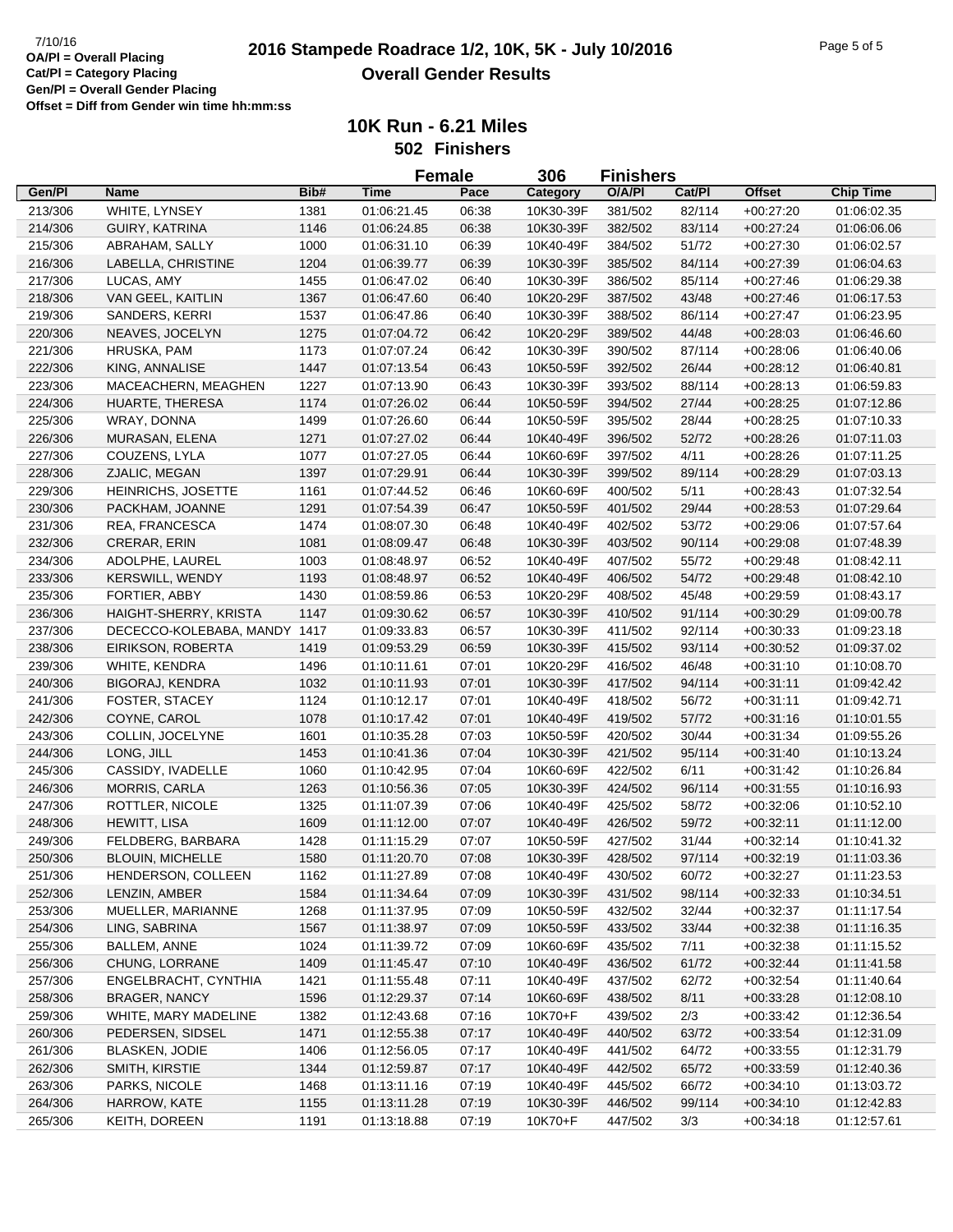# 2016 Stampede Roadrace 1/2, 10K, 5K - July 10/2016

## Overall Gender Results

OA/Pl = Overall Placing
Cat/Pl = Category Placing
Gen/Pl = Overall Gender Placing
Offset = Diff from Gender win time hh:mm:ss

### 10K Run - 6.21 Miles

**502 Finishers**

**Female 306 Finishers**

| Gen/Pl | Name | Bib# | Time | Pace | Category | O/A/Pl | Cat/Pl | Offset | Chip Time |
|---|---|---|---|---|---|---|---|---|---|
| 213/306 | WHITE, LYNSEY | 1381 | 01:06:21.45 | 06:38 | 10K30-39F | 381/502 | 82/114 | +00:27:20 | 01:06:02.35 |
| 214/306 | GUIRY, KATRINA | 1146 | 01:06:24.85 | 06:38 | 10K30-39F | 382/502 | 83/114 | +00:27:24 | 01:06:06.06 |
| 215/306 | ABRAHAM, SALLY | 1000 | 01:06:31.10 | 06:39 | 10K40-49F | 384/502 | 51/72 | +00:27:30 | 01:06:02.57 |
| 216/306 | LABELLA, CHRISTINE | 1204 | 01:06:39.77 | 06:39 | 10K30-39F | 385/502 | 84/114 | +00:27:39 | 01:06:04.63 |
| 217/306 | LUCAS, AMY | 1455 | 01:06:47.02 | 06:40 | 10K30-39F | 386/502 | 85/114 | +00:27:46 | 01:06:29.38 |
| 218/306 | VAN GEEL, KAITLIN | 1367 | 01:06:47.60 | 06:40 | 10K20-29F | 387/502 | 43/48 | +00:27:46 | 01:06:17.53 |
| 219/306 | SANDERS, KERRI | 1537 | 01:06:47.86 | 06:40 | 10K30-39F | 388/502 | 86/114 | +00:27:47 | 01:06:23.95 |
| 220/306 | NEAVES, JOCELYN | 1275 | 01:07:04.72 | 06:42 | 10K20-29F | 389/502 | 44/48 | +00:28:03 | 01:06:46.60 |
| 221/306 | HRUSKA, PAM | 1173 | 01:07:07.24 | 06:42 | 10K30-39F | 390/502 | 87/114 | +00:28:06 | 01:06:40.06 |
| 222/306 | KING, ANNALISE | 1447 | 01:07:13.54 | 06:43 | 10K50-59F | 392/502 | 26/44 | +00:28:12 | 01:06:40.81 |
| 223/306 | MACEACHERN, MEAGHEN | 1227 | 01:07:13.90 | 06:43 | 10K30-39F | 393/502 | 88/114 | +00:28:13 | 01:06:59.83 |
| 224/306 | HUARTE, THERESA | 1174 | 01:07:26.02 | 06:44 | 10K50-59F | 394/502 | 27/44 | +00:28:25 | 01:07:12.86 |
| 225/306 | WRAY, DONNA | 1499 | 01:07:26.60 | 06:44 | 10K50-59F | 395/502 | 28/44 | +00:28:25 | 01:07:10.33 |
| 226/306 | MURASAN, ELENA | 1271 | 01:07:27.02 | 06:44 | 10K40-49F | 396/502 | 52/72 | +00:28:26 | 01:07:11.03 |
| 227/306 | COUZENS, LYLA | 1077 | 01:07:27.05 | 06:44 | 10K60-69F | 397/502 | 4/11 | +00:28:26 | 01:07:11.25 |
| 228/306 | ZJALIC, MEGAN | 1397 | 01:07:29.91 | 06:44 | 10K30-39F | 399/502 | 89/114 | +00:28:29 | 01:07:03.13 |
| 229/306 | HEINRICHS, JOSETTE | 1161 | 01:07:44.52 | 06:46 | 10K60-69F | 400/502 | 5/11 | +00:28:43 | 01:07:32.54 |
| 230/306 | PACKHAM, JOANNE | 1291 | 01:07:54.39 | 06:47 | 10K50-59F | 401/502 | 29/44 | +00:28:53 | 01:07:29.64 |
| 231/306 | REA, FRANCESCA | 1474 | 01:08:07.30 | 06:48 | 10K40-49F | 402/502 | 53/72 | +00:29:06 | 01:07:57.64 |
| 232/306 | CRERAR, ERIN | 1081 | 01:08:09.47 | 06:48 | 10K30-39F | 403/502 | 90/114 | +00:29:08 | 01:07:48.39 |
| 234/306 | ADOLPHE, LAUREL | 1003 | 01:08:48.97 | 06:52 | 10K40-49F | 407/502 | 55/72 | +00:29:48 | 01:08:42.11 |
| 233/306 | KERSWILL, WENDY | 1193 | 01:08:48.97 | 06:52 | 10K40-49F | 406/502 | 54/72 | +00:29:48 | 01:08:42.10 |
| 235/306 | FORTIER, ABBY | 1430 | 01:08:59.86 | 06:53 | 10K20-29F | 408/502 | 45/48 | +00:29:59 | 01:08:43.17 |
| 236/306 | HAIGHT-SHERRY, KRISTA | 1147 | 01:09:30.62 | 06:57 | 10K30-39F | 410/502 | 91/114 | +00:30:29 | 01:09:00.78 |
| 237/306 | DECECCO-KOLEBABA, MANDY | 1417 | 01:09:33.83 | 06:57 | 10K30-39F | 411/502 | 92/114 | +00:30:33 | 01:09:23.18 |
| 238/306 | EIRIKSON, ROBERTA | 1419 | 01:09:53.29 | 06:59 | 10K30-39F | 415/502 | 93/114 | +00:30:52 | 01:09:37.02 |
| 239/306 | WHITE, KENDRA | 1496 | 01:10:11.61 | 07:01 | 10K20-29F | 416/502 | 46/48 | +00:31:10 | 01:10:08.70 |
| 240/306 | BIGORAJ, KENDRA | 1032 | 01:10:11.93 | 07:01 | 10K30-39F | 417/502 | 94/114 | +00:31:11 | 01:09:42.42 |
| 241/306 | FOSTER, STACEY | 1124 | 01:10:12.17 | 07:01 | 10K40-49F | 418/502 | 56/72 | +00:31:11 | 01:09:42.71 |
| 242/306 | COYNE, CAROL | 1078 | 01:10:17.42 | 07:01 | 10K40-49F | 419/502 | 57/72 | +00:31:16 | 01:10:01.55 |
| 243/306 | COLLIN, JOCELYNE | 1601 | 01:10:35.28 | 07:03 | 10K50-59F | 420/502 | 30/44 | +00:31:34 | 01:09:55.26 |
| 244/306 | LONG, JILL | 1453 | 01:10:41.36 | 07:04 | 10K30-39F | 421/502 | 95/114 | +00:31:40 | 01:10:13.24 |
| 245/306 | CASSIDY, IVADELLE | 1060 | 01:10:42.95 | 07:04 | 10K60-69F | 422/502 | 6/11 | +00:31:42 | 01:10:26.84 |
| 246/306 | MORRIS, CARLA | 1263 | 01:10:56.36 | 07:05 | 10K30-39F | 424/502 | 96/114 | +00:31:55 | 01:10:16.93 |
| 247/306 | ROTTLER, NICOLE | 1325 | 01:11:07.39 | 07:06 | 10K40-49F | 425/502 | 58/72 | +00:32:06 | 01:10:52.10 |
| 248/306 | HEWITT, LISA | 1609 | 01:11:12.00 | 07:07 | 10K40-49F | 426/502 | 59/72 | +00:32:11 | 01:11:12.00 |
| 249/306 | FELDBERG, BARBARA | 1428 | 01:11:15.29 | 07:07 | 10K50-59F | 427/502 | 31/44 | +00:32:14 | 01:10:41.32 |
| 250/306 | BLOUIN, MICHELLE | 1580 | 01:11:20.70 | 07:08 | 10K30-39F | 428/502 | 97/114 | +00:32:19 | 01:11:03.36 |
| 251/306 | HENDERSON, COLLEEN | 1162 | 01:11:27.89 | 07:08 | 10K40-49F | 430/502 | 60/72 | +00:32:27 | 01:11:23.53 |
| 252/306 | LENZIN, AMBER | 1584 | 01:11:34.64 | 07:09 | 10K30-39F | 431/502 | 98/114 | +00:32:33 | 01:10:34.51 |
| 253/306 | MUELLER, MARIANNE | 1268 | 01:11:37.95 | 07:09 | 10K50-59F | 432/502 | 32/44 | +00:32:37 | 01:11:17.54 |
| 254/306 | LING, SABRINA | 1567 | 01:11:38.97 | 07:09 | 10K50-59F | 433/502 | 33/44 | +00:32:38 | 01:11:16.35 |
| 255/306 | BALLEM, ANNE | 1024 | 01:11:39.72 | 07:09 | 10K60-69F | 435/502 | 7/11 | +00:32:38 | 01:11:15.52 |
| 256/306 | CHUNG, LORRANE | 1409 | 01:11:45.47 | 07:10 | 10K40-49F | 436/502 | 61/72 | +00:32:44 | 01:11:41.58 |
| 257/306 | ENGELBRACHT, CYNTHIA | 1421 | 01:11:55.48 | 07:11 | 10K40-49F | 437/502 | 62/72 | +00:32:54 | 01:11:40.64 |
| 258/306 | BRAGER, NANCY | 1596 | 01:12:29.37 | 07:14 | 10K60-69F | 438/502 | 8/11 | +00:33:28 | 01:12:08.10 |
| 259/306 | WHITE, MARY MADELINE | 1382 | 01:12:43.68 | 07:16 | 10K70+F | 439/502 | 2/3 | +00:33:42 | 01:12:36.54 |
| 260/306 | PEDERSEN, SIDSEL | 1471 | 01:12:55.38 | 07:17 | 10K40-49F | 440/502 | 63/72 | +00:33:54 | 01:12:31.09 |
| 261/306 | BLASKEN, JODIE | 1406 | 01:12:56.05 | 07:17 | 10K40-49F | 441/502 | 64/72 | +00:33:55 | 01:12:31.79 |
| 262/306 | SMITH, KIRSTIE | 1344 | 01:12:59.87 | 07:17 | 10K40-49F | 442/502 | 65/72 | +00:33:59 | 01:12:40.36 |
| 263/306 | PARKS, NICOLE | 1468 | 01:13:11.16 | 07:19 | 10K40-49F | 445/502 | 66/72 | +00:34:10 | 01:13:03.72 |
| 264/306 | HARROW, KATE | 1155 | 01:13:11.28 | 07:19 | 10K30-39F | 446/502 | 99/114 | +00:34:10 | 01:12:42.83 |
| 265/306 | KEITH, DOREEN | 1191 | 01:13:18.88 | 07:19 | 10K70+F | 447/502 | 3/3 | +00:34:18 | 01:12:57.61 |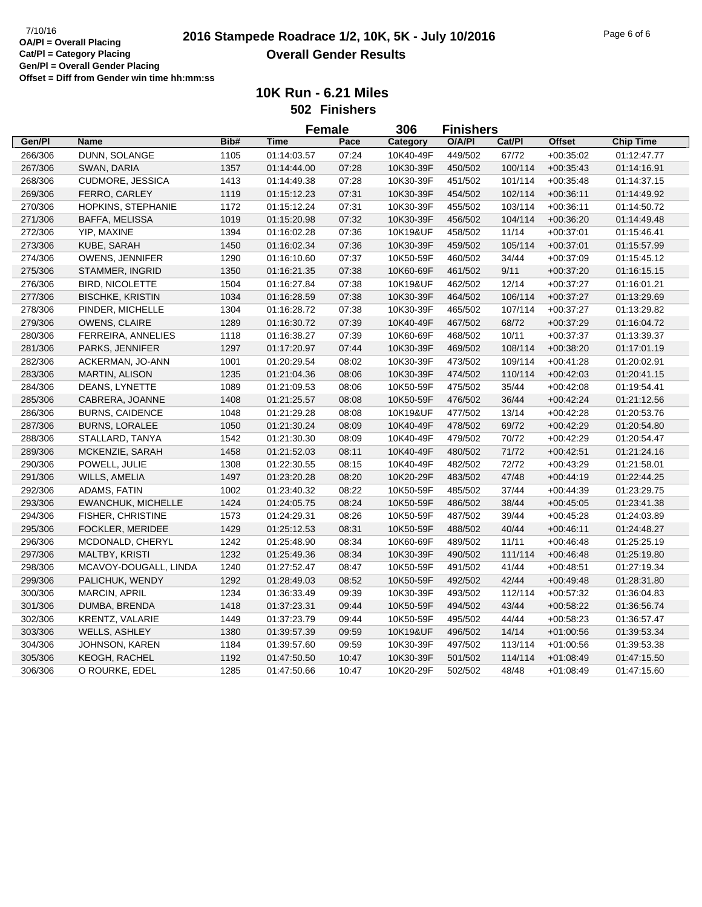7/10/16

**OA/Pl = Overall Placing**
**Cat/Pl = Category Placing**
**Gen/Pl = Overall Gender Placing**
**Offset = Diff from Gender win time hh:mm:ss**

# 2016 Stampede Roadrace 1/2, 10K, 5K - July 10/2016

## Overall Gender Results

### 10K Run - 6.21 Miles

**502 Finishers**

**Female 306 Finishers**

| Gen/Pl | Name | Bib# | Time | Pace | Category | O/A/Pl | Cat/Pl | Offset | Chip Time |
|---|---|---|---|---|---|---|---|---|---|
| 266/306 | DUNN, SOLANGE | 1105 | 01:14:03.57 | 07:24 | 10K40-49F | 449/502 | 67/72 | +00:35:02 | 01:12:47.77 |
| 267/306 | SWAN, DARIA | 1357 | 01:14:44.00 | 07:28 | 10K30-39F | 450/502 | 100/114 | +00:35:43 | 01:14:16.91 |
| 268/306 | CUDMORE, JESSICA | 1413 | 01:14:49.38 | 07:28 | 10K30-39F | 451/502 | 101/114 | +00:35:48 | 01:14:37.15 |
| 269/306 | FERRO, CARLEY | 1119 | 01:15:12.23 | 07:31 | 10K30-39F | 454/502 | 102/114 | +00:36:11 | 01:14:49.92 |
| 270/306 | HOPKINS, STEPHANIE | 1172 | 01:15:12.24 | 07:31 | 10K30-39F | 455/502 | 103/114 | +00:36:11 | 01:14:50.72 |
| 271/306 | BAFFA, MELISSA | 1019 | 01:15:20.98 | 07:32 | 10K30-39F | 456/502 | 104/114 | +00:36:20 | 01:14:49.48 |
| 272/306 | YIP, MAXINE | 1394 | 01:16:02.28 | 07:36 | 10K19&UF | 458/502 | 11/14 | +00:37:01 | 01:15:46.41 |
| 273/306 | KUBE, SARAH | 1450 | 01:16:02.34 | 07:36 | 10K30-39F | 459/502 | 105/114 | +00:37:01 | 01:15:57.99 |
| 274/306 | OWENS, JENNIFER | 1290 | 01:16:10.60 | 07:37 | 10K50-59F | 460/502 | 34/44 | +00:37:09 | 01:15:45.12 |
| 275/306 | STAMMER, INGRID | 1350 | 01:16:21.35 | 07:38 | 10K60-69F | 461/502 | 9/11 | +00:37:20 | 01:16:15.15 |
| 276/306 | BIRD, NICOLETTE | 1504 | 01:16:27.84 | 07:38 | 10K19&UF | 462/502 | 12/14 | +00:37:27 | 01:16:01.21 |
| 277/306 | BISCHKE, KRISTIN | 1034 | 01:16:28.59 | 07:38 | 10K30-39F | 464/502 | 106/114 | +00:37:27 | 01:13:29.69 |
| 278/306 | PINDER, MICHELLE | 1304 | 01:16:28.72 | 07:38 | 10K30-39F | 465/502 | 107/114 | +00:37:27 | 01:13:29.82 |
| 279/306 | OWENS, CLAIRE | 1289 | 01:16:30.72 | 07:39 | 10K40-49F | 467/502 | 68/72 | +00:37:29 | 01:16:04.72 |
| 280/306 | FERREIRA, ANNELIES | 1118 | 01:16:38.27 | 07:39 | 10K60-69F | 468/502 | 10/11 | +00:37:37 | 01:13:39.37 |
| 281/306 | PARKS, JENNIFER | 1297 | 01:17:20.97 | 07:44 | 10K30-39F | 469/502 | 108/114 | +00:38:20 | 01:17:01.19 |
| 282/306 | ACKERMAN, JO-ANN | 1001 | 01:20:29.54 | 08:02 | 10K30-39F | 473/502 | 109/114 | +00:41:28 | 01:20:02.91 |
| 283/306 | MARTIN, ALISON | 1235 | 01:21:04.36 | 08:06 | 10K30-39F | 474/502 | 110/114 | +00:42:03 | 01:20:41.15 |
| 284/306 | DEANS, LYNETTE | 1089 | 01:21:09.53 | 08:06 | 10K50-59F | 475/502 | 35/44 | +00:42:08 | 01:19:54.41 |
| 285/306 | CABRERA, JOANNE | 1408 | 01:21:25.57 | 08:08 | 10K50-59F | 476/502 | 36/44 | +00:42:24 | 01:21:12.56 |
| 286/306 | BURNS, CAIDENCE | 1048 | 01:21:29.28 | 08:08 | 10K19&UF | 477/502 | 13/14 | +00:42:28 | 01:20:53.76 |
| 287/306 | BURNS, LORALEE | 1050 | 01:21:30.24 | 08:09 | 10K40-49F | 478/502 | 69/72 | +00:42:29 | 01:20:54.80 |
| 288/306 | STALLARD, TANYA | 1542 | 01:21:30.30 | 08:09 | 10K40-49F | 479/502 | 70/72 | +00:42:29 | 01:20:54.47 |
| 289/306 | MCKENZIE, SARAH | 1458 | 01:21:52.03 | 08:11 | 10K40-49F | 480/502 | 71/72 | +00:42:51 | 01:21:24.16 |
| 290/306 | POWELL, JULIE | 1308 | 01:22:30.55 | 08:15 | 10K40-49F | 482/502 | 72/72 | +00:43:29 | 01:21:58.01 |
| 291/306 | WILLS, AMELIA | 1497 | 01:23:20.28 | 08:20 | 10K20-29F | 483/502 | 47/48 | +00:44:19 | 01:22:44.25 |
| 292/306 | ADAMS, FATIN | 1002 | 01:23:40.32 | 08:22 | 10K50-59F | 485/502 | 37/44 | +00:44:39 | 01:23:29.75 |
| 293/306 | EWANCHUK, MICHELLE | 1424 | 01:24:05.75 | 08:24 | 10K50-59F | 486/502 | 38/44 | +00:45:05 | 01:23:41.38 |
| 294/306 | FISHER, CHRISTINE | 1573 | 01:24:29.31 | 08:26 | 10K50-59F | 487/502 | 39/44 | +00:45:28 | 01:24:03.89 |
| 295/306 | FOCKLER, MERIDEE | 1429 | 01:25:12.53 | 08:31 | 10K50-59F | 488/502 | 40/44 | +00:46:11 | 01:24:48.27 |
| 296/306 | MCDONALD, CHERYL | 1242 | 01:25:48.90 | 08:34 | 10K60-69F | 489/502 | 11/11 | +00:46:48 | 01:25:25.19 |
| 297/306 | MALTBY, KRISTI | 1232 | 01:25:49.36 | 08:34 | 10K30-39F | 490/502 | 111/114 | +00:46:48 | 01:25:19.80 |
| 298/306 | MCAVOY-DOUGALL, LINDA | 1240 | 01:27:52.47 | 08:47 | 10K50-59F | 491/502 | 41/44 | +00:48:51 | 01:27:19.34 |
| 299/306 | PALICHUK, WENDY | 1292 | 01:28:49.03 | 08:52 | 10K50-59F | 492/502 | 42/44 | +00:49:48 | 01:28:31.80 |
| 300/306 | MARCIN, APRIL | 1234 | 01:36:33.49 | 09:39 | 10K30-39F | 493/502 | 112/114 | +00:57:32 | 01:36:04.83 |
| 301/306 | DUMBA, BRENDA | 1418 | 01:37:23.31 | 09:44 | 10K50-59F | 494/502 | 43/44 | +00:58:22 | 01:36:56.74 |
| 302/306 | KRENTZ, VALARIE | 1449 | 01:37:23.79 | 09:44 | 10K50-59F | 495/502 | 44/44 | +00:58:23 | 01:36:57.47 |
| 303/306 | WELLS, ASHLEY | 1380 | 01:39:57.39 | 09:59 | 10K19&UF | 496/502 | 14/14 | +01:00:56 | 01:39:53.34 |
| 304/306 | JOHNSON, KAREN | 1184 | 01:39:57.60 | 09:59 | 10K30-39F | 497/502 | 113/114 | +01:00:56 | 01:39:53.38 |
| 305/306 | KEOGH, RACHEL | 1192 | 01:47:50.50 | 10:47 | 10K30-39F | 501/502 | 114/114 | +01:08:49 | 01:47:15.50 |
| 306/306 | O ROURKE, EDEL | 1285 | 01:47:50.66 | 10:47 | 10K20-29F | 502/502 | 48/48 | +01:08:49 | 01:47:15.60 |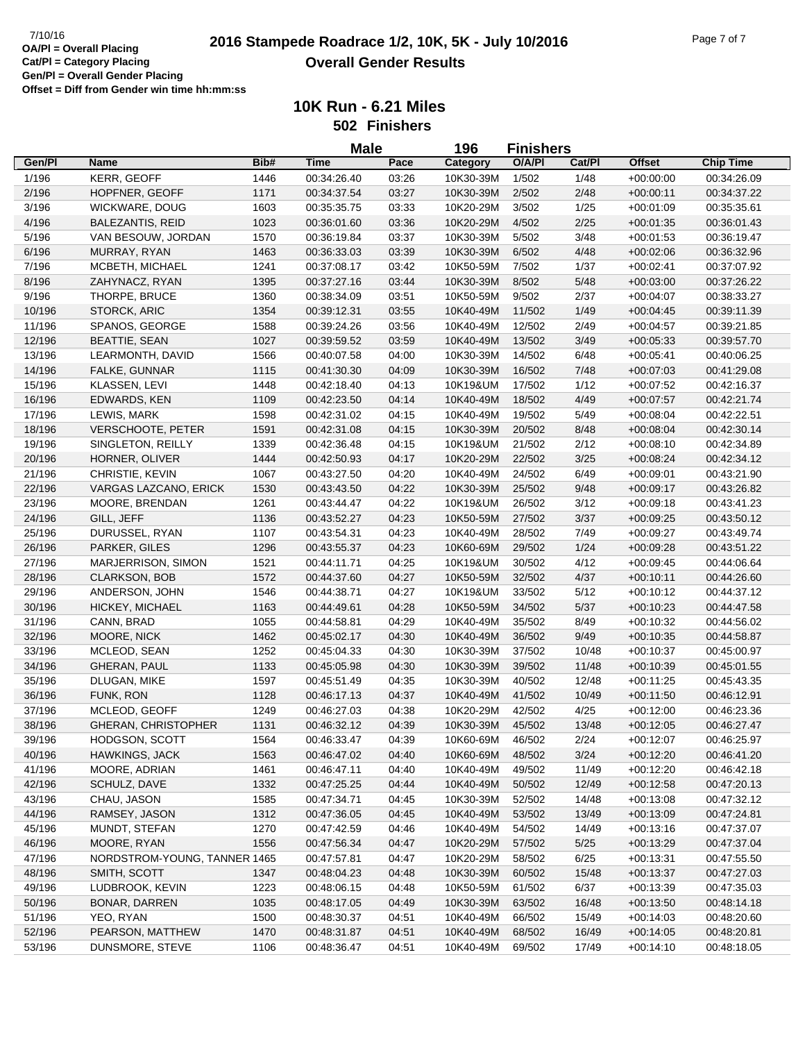7/10/16

**OA/Pl = Overall Placing**
**Cat/Pl = Category Placing**
**Gen/Pl = Overall Gender Placing**
**Offset = Diff from Gender win time hh:mm:ss**

# 2016 Stampede Roadrace 1/2, 10K, 5K - July 10/2016

## Overall Gender Results

### 10K Run - 6.21 Miles

### 502 Finishers

**Male 196 Finishers**

| Gen/Pl | Name | Bib# | Time | Pace | Category | O/A/Pl | Cat/Pl | Offset | Chip Time |
|---|---|---|---|---|---|---|---|---|---|
| 1/196 | KERR, GEOFF | 1446 | 00:34:26.40 | 03:26 | 10K30-39M | 1/502 | 1/48 | +00:00:00 | 00:34:26.09 |
| 2/196 | HOPFNER, GEOFF | 1171 | 00:34:37.54 | 03:27 | 10K30-39M | 2/502 | 2/48 | +00:00:11 | 00:34:37.22 |
| 3/196 | WICKWARE, DOUG | 1603 | 00:35:35.75 | 03:33 | 10K20-29M | 3/502 | 1/25 | +00:01:09 | 00:35:35.61 |
| 4/196 | BALEZANTIS, REID | 1023 | 00:36:01.60 | 03:36 | 10K20-29M | 4/502 | 2/25 | +00:01:35 | 00:36:01.43 |
| 5/196 | VAN BESOUW, JORDAN | 1570 | 00:36:19.84 | 03:37 | 10K30-39M | 5/502 | 3/48 | +00:01:53 | 00:36:19.47 |
| 6/196 | MURRAY, RYAN | 1463 | 00:36:33.03 | 03:39 | 10K30-39M | 6/502 | 4/48 | +00:02:06 | 00:36:32.96 |
| 7/196 | MCBETH, MICHAEL | 1241 | 00:37:08.17 | 03:42 | 10K50-59M | 7/502 | 1/37 | +00:02:41 | 00:37:07.92 |
| 8/196 | ZAHYNACZ, RYAN | 1395 | 00:37:27.16 | 03:44 | 10K30-39M | 8/502 | 5/48 | +00:03:00 | 00:37:26.22 |
| 9/196 | THORPE, BRUCE | 1360 | 00:38:34.09 | 03:51 | 10K50-59M | 9/502 | 2/37 | +00:04:07 | 00:38:33.27 |
| 10/196 | STORCK, ARIC | 1354 | 00:39:12.31 | 03:55 | 10K40-49M | 11/502 | 1/49 | +00:04:45 | 00:39:11.39 |
| 11/196 | SPANOS, GEORGE | 1588 | 00:39:24.26 | 03:56 | 10K40-49M | 12/502 | 2/49 | +00:04:57 | 00:39:21.85 |
| 12/196 | BEATTIE, SEAN | 1027 | 00:39:59.52 | 03:59 | 10K40-49M | 13/502 | 3/49 | +00:05:33 | 00:39:57.70 |
| 13/196 | LEARMONTH, DAVID | 1566 | 00:40:07.58 | 04:00 | 10K30-39M | 14/502 | 6/48 | +00:05:41 | 00:40:06.25 |
| 14/196 | FALKE, GUNNAR | 1115 | 00:41:30.30 | 04:09 | 10K30-39M | 16/502 | 7/48 | +00:07:03 | 00:41:29.08 |
| 15/196 | KLASSEN, LEVI | 1448 | 00:42:18.40 | 04:13 | 10K19&UM | 17/502 | 1/12 | +00:07:52 | 00:42:16.37 |
| 16/196 | EDWARDS, KEN | 1109 | 00:42:23.50 | 04:14 | 10K40-49M | 18/502 | 4/49 | +00:07:57 | 00:42:21.74 |
| 17/196 | LEWIS, MARK | 1598 | 00:42:31.02 | 04:15 | 10K40-49M | 19/502 | 5/49 | +00:08:04 | 00:42:22.51 |
| 18/196 | VERSCHOOTE, PETER | 1591 | 00:42:31.08 | 04:15 | 10K30-39M | 20/502 | 8/48 | +00:08:04 | 00:42:30.14 |
| 19/196 | SINGLETON, REILLY | 1339 | 00:42:36.48 | 04:15 | 10K19&UM | 21/502 | 2/12 | +00:08:10 | 00:42:34.89 |
| 20/196 | HORNER, OLIVER | 1444 | 00:42:50.93 | 04:17 | 10K20-29M | 22/502 | 3/25 | +00:08:24 | 00:42:34.12 |
| 21/196 | CHRISTIE, KEVIN | 1067 | 00:43:27.50 | 04:20 | 10K40-49M | 24/502 | 6/49 | +00:09:01 | 00:43:21.90 |
| 22/196 | VARGAS LAZCANO, ERICK | 1530 | 00:43:43.50 | 04:22 | 10K30-39M | 25/502 | 9/48 | +00:09:17 | 00:43:26.82 |
| 23/196 | MOORE, BRENDAN | 1261 | 00:43:44.47 | 04:22 | 10K19&UM | 26/502 | 3/12 | +00:09:18 | 00:43:41.23 |
| 24/196 | GILL, JEFF | 1136 | 00:43:52.27 | 04:23 | 10K50-59M | 27/502 | 3/37 | +00:09:25 | 00:43:50.12 |
| 25/196 | DURUSSEL, RYAN | 1107 | 00:43:54.31 | 04:23 | 10K40-49M | 28/502 | 7/49 | +00:09:27 | 00:43:49.74 |
| 26/196 | PARKER, GILES | 1296 | 00:43:55.37 | 04:23 | 10K60-69M | 29/502 | 1/24 | +00:09:28 | 00:43:51.22 |
| 27/196 | MARJERRISON, SIMON | 1521 | 00:44:11.71 | 04:25 | 10K19&UM | 30/502 | 4/12 | +00:09:45 | 00:44:06.64 |
| 28/196 | CLARKSON, BOB | 1572 | 00:44:37.60 | 04:27 | 10K50-59M | 32/502 | 4/37 | +00:10:11 | 00:44:26.60 |
| 29/196 | ANDERSON, JOHN | 1546 | 00:44:38.71 | 04:27 | 10K19&UM | 33/502 | 5/12 | +00:10:12 | 00:44:37.12 |
| 30/196 | HICKEY, MICHAEL | 1163 | 00:44:49.61 | 04:28 | 10K50-59M | 34/502 | 5/37 | +00:10:23 | 00:44:47.58 |
| 31/196 | CANN, BRAD | 1055 | 00:44:58.81 | 04:29 | 10K40-49M | 35/502 | 8/49 | +00:10:32 | 00:44:56.02 |
| 32/196 | MOORE, NICK | 1462 | 00:45:02.17 | 04:30 | 10K40-49M | 36/502 | 9/49 | +00:10:35 | 00:44:58.87 |
| 33/196 | MCLEOD, SEAN | 1252 | 00:45:04.33 | 04:30 | 10K30-39M | 37/502 | 10/48 | +00:10:37 | 00:45:00.97 |
| 34/196 | GHERAN, PAUL | 1133 | 00:45:05.98 | 04:30 | 10K30-39M | 39/502 | 11/48 | +00:10:39 | 00:45:01.55 |
| 35/196 | DLUGAN, MIKE | 1597 | 00:45:51.49 | 04:35 | 10K30-39M | 40/502 | 12/48 | +00:11:25 | 00:45:43.35 |
| 36/196 | FUNK, RON | 1128 | 00:46:17.13 | 04:37 | 10K40-49M | 41/502 | 10/49 | +00:11:50 | 00:46:12.91 |
| 37/196 | MCLEOD, GEOFF | 1249 | 00:46:27.03 | 04:38 | 10K20-29M | 42/502 | 4/25 | +00:12:00 | 00:46:23.36 |
| 38/196 | GHERAN, CHRISTOPHER | 1131 | 00:46:32.12 | 04:39 | 10K30-39M | 45/502 | 13/48 | +00:12:05 | 00:46:27.47 |
| 39/196 | HODGSON, SCOTT | 1564 | 00:46:33.47 | 04:39 | 10K60-69M | 46/502 | 2/24 | +00:12:07 | 00:46:25.97 |
| 40/196 | HAWKINGS, JACK | 1563 | 00:46:47.02 | 04:40 | 10K60-69M | 48/502 | 3/24 | +00:12:20 | 00:46:41.20 |
| 41/196 | MOORE, ADRIAN | 1461 | 00:46:47.11 | 04:40 | 10K40-49M | 49/502 | 11/49 | +00:12:20 | 00:46:42.18 |
| 42/196 | SCHULZ, DAVE | 1332 | 00:47:25.25 | 04:44 | 10K40-49M | 50/502 | 12/49 | +00:12:58 | 00:47:20.13 |
| 43/196 | CHAU, JASON | 1585 | 00:47:34.71 | 04:45 | 10K30-39M | 52/502 | 14/48 | +00:13:08 | 00:47:32.12 |
| 44/196 | RAMSEY, JASON | 1312 | 00:47:36.05 | 04:45 | 10K40-49M | 53/502 | 13/49 | +00:13:09 | 00:47:24.81 |
| 45/196 | MUNDT, STEFAN | 1270 | 00:47:42.59 | 04:46 | 10K40-49M | 54/502 | 14/49 | +00:13:16 | 00:47:37.07 |
| 46/196 | MOORE, RYAN | 1556 | 00:47:56.34 | 04:47 | 10K20-29M | 57/502 | 5/25 | +00:13:29 | 00:47:37.04 |
| 47/196 | NORDSTROM-YOUNG, TANNER | 1465 | 00:47:57.81 | 04:47 | 10K20-29M | 58/502 | 6/25 | +00:13:31 | 00:47:55.50 |
| 48/196 | SMITH, SCOTT | 1347 | 00:48:04.23 | 04:48 | 10K30-39M | 60/502 | 15/48 | +00:13:37 | 00:47:27.03 |
| 49/196 | LUDBROOK, KEVIN | 1223 | 00:48:06.15 | 04:48 | 10K50-59M | 61/502 | 6/37 | +00:13:39 | 00:47:35.03 |
| 50/196 | BONAR, DARREN | 1035 | 00:48:17.05 | 04:49 | 10K30-39M | 63/502 | 16/48 | +00:13:50 | 00:48:14.18 |
| 51/196 | YEO, RYAN | 1500 | 00:48:30.37 | 04:51 | 10K40-49M | 66/502 | 15/49 | +00:14:03 | 00:48:20.60 |
| 52/196 | PEARSON, MATTHEW | 1470 | 00:48:31.87 | 04:51 | 10K40-49M | 68/502 | 16/49 | +00:14:05 | 00:48:20.81 |
| 53/196 | DUNSMORE, STEVE | 1106 | 00:48:36.47 | 04:51 | 10K40-49M | 69/502 | 17/49 | +00:14:10 | 00:48:18.05 |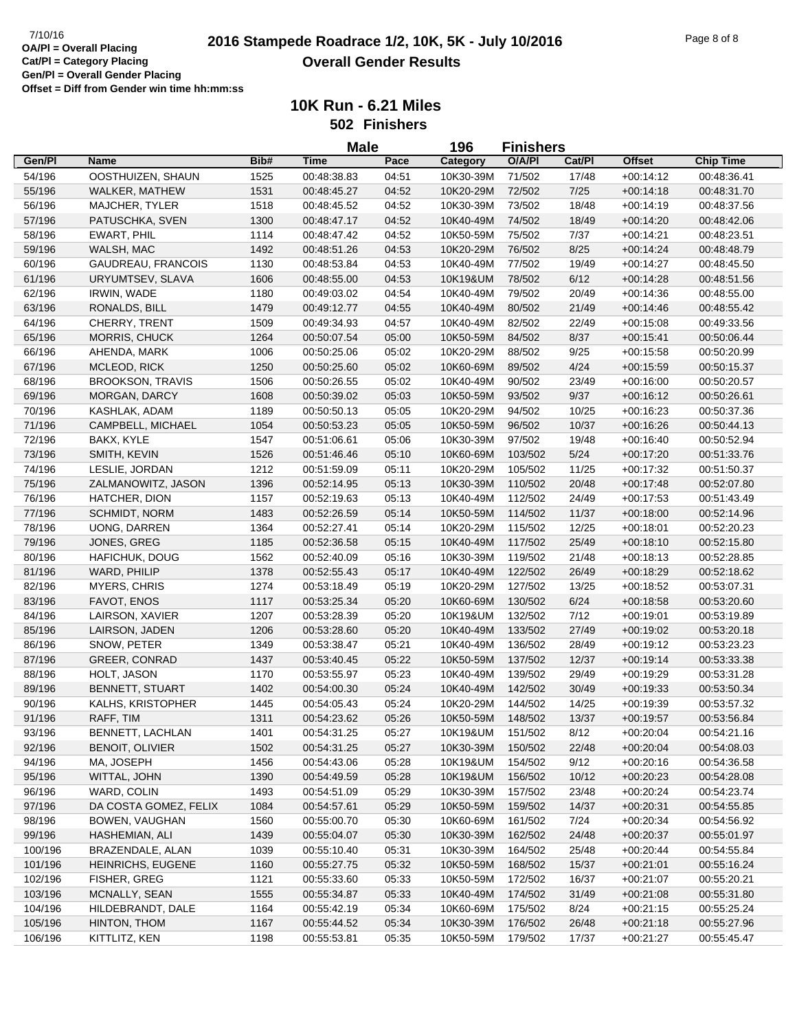7/10/16

**OA/Pl = Overall Placing**
**Cat/Pl = Category Placing**
**Gen/Pl = Overall Gender Placing**
**Offset = Diff from Gender win time hh:mm:ss**

# 2016 Stampede Roadrace 1/2, 10K, 5K - July 10/2016

## Overall Gender Results

### 10K Run - 6.21 Miles

**502 Finishers**

**Male 196 Finishers**

| Gen/Pl | Name | Bib# | Time | Pace | Category | O/A/Pl | Cat/Pl | Offset | Chip Time |
|---|---|---|---|---|---|---|---|---|---|
| 54/196 | OOSTHUIZEN, SHAUN | 1525 | 00:48:38.83 | 04:51 | 10K30-39M | 71/502 | 17/48 | +00:14:12 | 00:48:36.41 |
| 55/196 | WALKER, MATHEW | 1531 | 00:48:45.27 | 04:52 | 10K20-29M | 72/502 | 7/25 | +00:14:18 | 00:48:31.70 |
| 56/196 | MAJCHER, TYLER | 1518 | 00:48:45.52 | 04:52 | 10K30-39M | 73/502 | 18/48 | +00:14:19 | 00:48:37.56 |
| 57/196 | PATUSCHKA, SVEN | 1300 | 00:48:47.17 | 04:52 | 10K40-49M | 74/502 | 18/49 | +00:14:20 | 00:48:42.06 |
| 58/196 | EWART, PHIL | 1114 | 00:48:47.42 | 04:52 | 10K50-59M | 75/502 | 7/37 | +00:14:21 | 00:48:23.51 |
| 59/196 | WALSH, MAC | 1492 | 00:48:51.26 | 04:53 | 10K20-29M | 76/502 | 8/25 | +00:14:24 | 00:48:48.79 |
| 60/196 | GAUDREAU, FRANCOIS | 1130 | 00:48:53.84 | 04:53 | 10K40-49M | 77/502 | 19/49 | +00:14:27 | 00:48:45.50 |
| 61/196 | URYUMTSEV, SLAVA | 1606 | 00:48:55.00 | 04:53 | 10K19&UM | 78/502 | 6/12 | +00:14:28 | 00:48:51.56 |
| 62/196 | IRWIN, WADE | 1180 | 00:49:03.02 | 04:54 | 10K40-49M | 79/502 | 20/49 | +00:14:36 | 00:48:55.00 |
| 63/196 | RONALDS, BILL | 1479 | 00:49:12.77 | 04:55 | 10K40-49M | 80/502 | 21/49 | +00:14:46 | 00:48:55.42 |
| 64/196 | CHERRY, TRENT | 1509 | 00:49:34.93 | 04:57 | 10K40-49M | 82/502 | 22/49 | +00:15:08 | 00:49:33.56 |
| 65/196 | MORRIS, CHUCK | 1264 | 00:50:07.54 | 05:00 | 10K50-59M | 84/502 | 8/37 | +00:15:41 | 00:50:06.44 |
| 66/196 | AHENDA, MARK | 1006 | 00:50:25.06 | 05:02 | 10K20-29M | 88/502 | 9/25 | +00:15:58 | 00:50:20.99 |
| 67/196 | MCLEOD, RICK | 1250 | 00:50:25.60 | 05:02 | 10K60-69M | 89/502 | 4/24 | +00:15:59 | 00:50:15.37 |
| 68/196 | BROOKSON, TRAVIS | 1506 | 00:50:26.55 | 05:02 | 10K40-49M | 90/502 | 23/49 | +00:16:00 | 00:50:20.57 |
| 69/196 | MORGAN, DARCY | 1608 | 00:50:39.02 | 05:03 | 10K50-59M | 93/502 | 9/37 | +00:16:12 | 00:50:26.61 |
| 70/196 | KASHLAK, ADAM | 1189 | 00:50:50.13 | 05:05 | 10K20-29M | 94/502 | 10/25 | +00:16:23 | 00:50:37.36 |
| 71/196 | CAMPBELL, MICHAEL | 1054 | 00:50:53.23 | 05:05 | 10K50-59M | 96/502 | 10/37 | +00:16:26 | 00:50:44.13 |
| 72/196 | BAKX, KYLE | 1547 | 00:51:06.61 | 05:06 | 10K30-39M | 97/502 | 19/48 | +00:16:40 | 00:50:52.94 |
| 73/196 | SMITH, KEVIN | 1526 | 00:51:46.46 | 05:10 | 10K60-69M | 103/502 | 5/24 | +00:17:20 | 00:51:33.76 |
| 74/196 | LESLIE, JORDAN | 1212 | 00:51:59.09 | 05:11 | 10K20-29M | 105/502 | 11/25 | +00:17:32 | 00:51:50.37 |
| 75/196 | ZALMANOWITZ, JASON | 1396 | 00:52:14.95 | 05:13 | 10K30-39M | 110/502 | 20/48 | +00:17:48 | 00:52:07.80 |
| 76/196 | HATCHER, DION | 1157 | 00:52:19.63 | 05:13 | 10K40-49M | 112/502 | 24/49 | +00:17:53 | 00:51:43.49 |
| 77/196 | SCHMIDT, NORM | 1483 | 00:52:26.59 | 05:14 | 10K50-59M | 114/502 | 11/37 | +00:18:00 | 00:52:14.96 |
| 78/196 | UONG, DARREN | 1364 | 00:52:27.41 | 05:14 | 10K20-29M | 115/502 | 12/25 | +00:18:01 | 00:52:20.23 |
| 79/196 | JONES, GREG | 1185 | 00:52:36.58 | 05:15 | 10K40-49M | 117/502 | 25/49 | +00:18:10 | 00:52:15.80 |
| 80/196 | HAFICHUK, DOUG | 1562 | 00:52:40.09 | 05:16 | 10K30-39M | 119/502 | 21/48 | +00:18:13 | 00:52:28.85 |
| 81/196 | WARD, PHILIP | 1378 | 00:52:55.43 | 05:17 | 10K40-49M | 122/502 | 26/49 | +00:18:29 | 00:52:18.62 |
| 82/196 | MYERS, CHRIS | 1274 | 00:53:18.49 | 05:19 | 10K20-29M | 127/502 | 13/25 | +00:18:52 | 00:53:07.31 |
| 83/196 | FAVOT, ENOS | 1117 | 00:53:25.34 | 05:20 | 10K60-69M | 130/502 | 6/24 | +00:18:58 | 00:53:20.60 |
| 84/196 | LAIRSON, XAVIER | 1207 | 00:53:28.39 | 05:20 | 10K19&UM | 132/502 | 7/12 | +00:19:01 | 00:53:19.89 |
| 85/196 | LAIRSON, JADEN | 1206 | 00:53:28.60 | 05:20 | 10K40-49M | 133/502 | 27/49 | +00:19:02 | 00:53:20.18 |
| 86/196 | SNOW, PETER | 1349 | 00:53:38.47 | 05:21 | 10K40-49M | 136/502 | 28/49 | +00:19:12 | 00:53:23.23 |
| 87/196 | GREER, CONRAD | 1437 | 00:53:40.45 | 05:22 | 10K50-59M | 137/502 | 12/37 | +00:19:14 | 00:53:33.38 |
| 88/196 | HOLT, JASON | 1170 | 00:53:55.97 | 05:23 | 10K40-49M | 139/502 | 29/49 | +00:19:29 | 00:53:31.28 |
| 89/196 | BENNETT, STUART | 1402 | 00:54:00.30 | 05:24 | 10K40-49M | 142/502 | 30/49 | +00:19:33 | 00:53:50.34 |
| 90/196 | KALHS, KRISTOPHER | 1445 | 00:54:05.43 | 05:24 | 10K20-29M | 144/502 | 14/25 | +00:19:39 | 00:53:57.32 |
| 91/196 | RAFF, TIM | 1311 | 00:54:23.62 | 05:26 | 10K50-59M | 148/502 | 13/37 | +00:19:57 | 00:53:56.84 |
| 93/196 | BENNETT, LACHLAN | 1401 | 00:54:31.25 | 05:27 | 10K19&UM | 151/502 | 8/12 | +00:20:04 | 00:54:21.16 |
| 92/196 | BENOIT, OLIVIER | 1502 | 00:54:31.25 | 05:27 | 10K30-39M | 150/502 | 22/48 | +00:20:04 | 00:54:08.03 |
| 94/196 | MA, JOSEPH | 1456 | 00:54:43.06 | 05:28 | 10K19&UM | 154/502 | 9/12 | +00:20:16 | 00:54:36.58 |
| 95/196 | WITTAL, JOHN | 1390 | 00:54:49.59 | 05:28 | 10K19&UM | 156/502 | 10/12 | +00:20:23 | 00:54:28.08 |
| 96/196 | WARD, COLIN | 1493 | 00:54:51.09 | 05:29 | 10K30-39M | 157/502 | 23/48 | +00:20:24 | 00:54:23.74 |
| 97/196 | DA COSTA GOMEZ, FELIX | 1084 | 00:54:57.61 | 05:29 | 10K50-59M | 159/502 | 14/37 | +00:20:31 | 00:54:55.85 |
| 98/196 | BOWEN, VAUGHAN | 1560 | 00:55:00.70 | 05:30 | 10K60-69M | 161/502 | 7/24 | +00:20:34 | 00:54:56.92 |
| 99/196 | HASHEMIAN, ALI | 1439 | 00:55:04.07 | 05:30 | 10K30-39M | 162/502 | 24/48 | +00:20:37 | 00:55:01.97 |
| 100/196 | BRAZENDALE, ALAN | 1039 | 00:55:10.40 | 05:31 | 10K30-39M | 164/502 | 25/48 | +00:20:44 | 00:54:55.84 |
| 101/196 | HEINRICHS, EUGENE | 1160 | 00:55:27.75 | 05:32 | 10K50-59M | 168/502 | 15/37 | +00:21:01 | 00:55:16.24 |
| 102/196 | FISHER, GREG | 1121 | 00:55:33.60 | 05:33 | 10K50-59M | 172/502 | 16/37 | +00:21:07 | 00:55:20.21 |
| 103/196 | MCNALLY, SEAN | 1555 | 00:55:34.87 | 05:33 | 10K40-49M | 174/502 | 31/49 | +00:21:08 | 00:55:31.80 |
| 104/196 | HILDEBRANDT, DALE | 1164 | 00:55:42.19 | 05:34 | 10K60-69M | 175/502 | 8/24 | +00:21:15 | 00:55:25.24 |
| 105/196 | HINTON, THOM | 1167 | 00:55:44.52 | 05:34 | 10K30-39M | 176/502 | 26/48 | +00:21:18 | 00:55:27.96 |
| 106/196 | KITTLITZ, KEN | 1198 | 00:55:53.81 | 05:35 | 10K50-59M | 179/502 | 17/37 | +00:21:27 | 00:55:45.47 |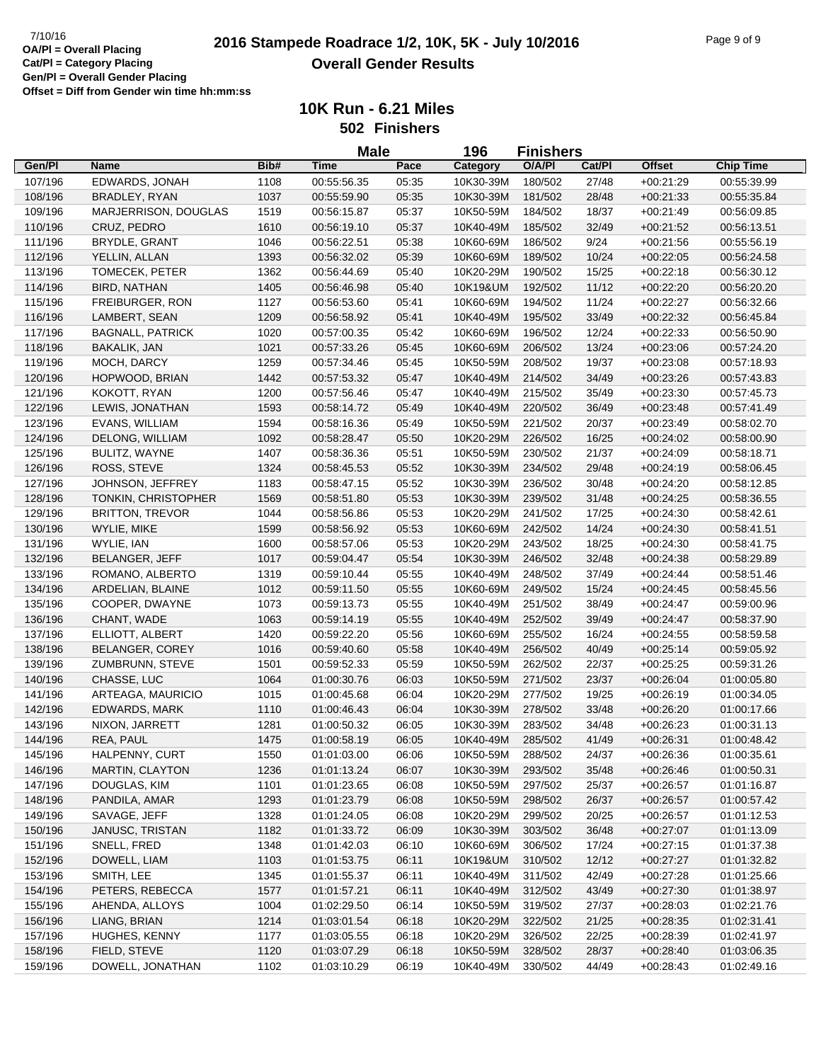7/10/16
**OA/Pl = Overall Placing**
**Cat/Pl = Category Placing**
**Gen/Pl = Overall Gender Placing**
**Offset = Diff from Gender win time hh:mm:ss**

# 2016 Stampede Roadrace 1/2, 10K, 5K - July 10/2016

## Overall Gender Results

### 10K Run - 6.21 Miles

**502 Finishers**

**Male 196 Finishers**

| Gen/Pl | Name | Bib# | Time | Pace | Category | O/A/Pl | Cat/Pl | Offset | Chip Time |
|---|---|---|---|---|---|---|---|---|---|
| 107/196 | EDWARDS, JONAH | 1108 | 00:55:56.35 | 05:35 | 10K30-39M | 180/502 | 27/48 | +00:21:29 | 00:55:39.99 |
| 108/196 | BRADLEY, RYAN | 1037 | 00:55:59.90 | 05:35 | 10K30-39M | 181/502 | 28/48 | +00:21:33 | 00:55:35.84 |
| 109/196 | MARJERRISON, DOUGLAS | 1519 | 00:56:15.87 | 05:37 | 10K50-59M | 184/502 | 18/37 | +00:21:49 | 00:56:09.85 |
| 110/196 | CRUZ, PEDRO | 1610 | 00:56:19.10 | 05:37 | 10K40-49M | 185/502 | 32/49 | +00:21:52 | 00:56:13.51 |
| 111/196 | BRYDLE, GRANT | 1046 | 00:56:22.51 | 05:38 | 10K60-69M | 186/502 | 9/24 | +00:21:56 | 00:55:56.19 |
| 112/196 | YELLIN, ALLAN | 1393 | 00:56:32.02 | 05:39 | 10K60-69M | 189/502 | 10/24 | +00:22:05 | 00:56:24.58 |
| 113/196 | TOMECEK, PETER | 1362 | 00:56:44.69 | 05:40 | 10K20-29M | 190/502 | 15/25 | +00:22:18 | 00:56:30.12 |
| 114/196 | BIRD, NATHAN | 1405 | 00:56:46.98 | 05:40 | 10K19&UM | 192/502 | 11/12 | +00:22:20 | 00:56:20.20 |
| 115/196 | FREIBURGER, RON | 1127 | 00:56:53.60 | 05:41 | 10K60-69M | 194/502 | 11/24 | +00:22:27 | 00:56:32.66 |
| 116/196 | LAMBERT, SEAN | 1209 | 00:56:58.92 | 05:41 | 10K40-49M | 195/502 | 33/49 | +00:22:32 | 00:56:45.84 |
| 117/196 | BAGNALL, PATRICK | 1020 | 00:57:00.35 | 05:42 | 10K60-69M | 196/502 | 12/24 | +00:22:33 | 00:56:50.90 |
| 118/196 | BAKALIK, JAN | 1021 | 00:57:33.26 | 05:45 | 10K60-69M | 206/502 | 13/24 | +00:23:06 | 00:57:24.20 |
| 119/196 | MOCH, DARCY | 1259 | 00:57:34.46 | 05:45 | 10K50-59M | 208/502 | 19/37 | +00:23:08 | 00:57:18.93 |
| 120/196 | HOPWOOD, BRIAN | 1442 | 00:57:53.32 | 05:47 | 10K40-49M | 214/502 | 34/49 | +00:23:26 | 00:57:43.83 |
| 121/196 | KOKOTT, RYAN | 1200 | 00:57:56.46 | 05:47 | 10K40-49M | 215/502 | 35/49 | +00:23:30 | 00:57:45.73 |
| 122/196 | LEWIS, JONATHAN | 1593 | 00:58:14.72 | 05:49 | 10K40-49M | 220/502 | 36/49 | +00:23:48 | 00:57:41.49 |
| 123/196 | EVANS, WILLIAM | 1594 | 00:58:16.36 | 05:49 | 10K50-59M | 221/502 | 20/37 | +00:23:49 | 00:58:02.70 |
| 124/196 | DELONG, WILLIAM | 1092 | 00:58:28.47 | 05:50 | 10K20-29M | 226/502 | 16/25 | +00:24:02 | 00:58:00.90 |
| 125/196 | BULITZ, WAYNE | 1407 | 00:58:36.36 | 05:51 | 10K50-59M | 230/502 | 21/37 | +00:24:09 | 00:58:18.71 |
| 126/196 | ROSS, STEVE | 1324 | 00:58:45.53 | 05:52 | 10K30-39M | 234/502 | 29/48 | +00:24:19 | 00:58:06.45 |
| 127/196 | JOHNSON, JEFFREY | 1183 | 00:58:47.15 | 05:52 | 10K30-39M | 236/502 | 30/48 | +00:24:20 | 00:58:12.85 |
| 128/196 | TONKIN, CHRISTOPHER | 1569 | 00:58:51.80 | 05:53 | 10K30-39M | 239/502 | 31/48 | +00:24:25 | 00:58:36.55 |
| 129/196 | BRITTON, TREVOR | 1044 | 00:58:56.86 | 05:53 | 10K20-29M | 241/502 | 17/25 | +00:24:30 | 00:58:42.61 |
| 130/196 | WYLIE, MIKE | 1599 | 00:58:56.92 | 05:53 | 10K60-69M | 242/502 | 14/24 | +00:24:30 | 00:58:41.51 |
| 131/196 | WYLIE, IAN | 1600 | 00:58:57.06 | 05:53 | 10K20-29M | 243/502 | 18/25 | +00:24:30 | 00:58:41.75 |
| 132/196 | BELANGER, JEFF | 1017 | 00:59:04.47 | 05:54 | 10K30-39M | 246/502 | 32/48 | +00:24:38 | 00:58:29.89 |
| 133/196 | ROMANO, ALBERTO | 1319 | 00:59:10.44 | 05:55 | 10K40-49M | 248/502 | 37/49 | +00:24:44 | 00:58:51.46 |
| 134/196 | ARDELIAN, BLAINE | 1012 | 00:59:11.50 | 05:55 | 10K60-69M | 249/502 | 15/24 | +00:24:45 | 00:58:45.56 |
| 135/196 | COOPER, DWAYNE | 1073 | 00:59:13.73 | 05:55 | 10K40-49M | 251/502 | 38/49 | +00:24:47 | 00:59:00.96 |
| 136/196 | CHANT, WADE | 1063 | 00:59:14.19 | 05:55 | 10K40-49M | 252/502 | 39/49 | +00:24:47 | 00:58:37.90 |
| 137/196 | ELLIOTT, ALBERT | 1420 | 00:59:22.20 | 05:56 | 10K60-69M | 255/502 | 16/24 | +00:24:55 | 00:58:59.58 |
| 138/196 | BELANGER, COREY | 1016 | 00:59:40.60 | 05:58 | 10K40-49M | 256/502 | 40/49 | +00:25:14 | 00:59:05.92 |
| 139/196 | ZUMBRUNN, STEVE | 1501 | 00:59:52.33 | 05:59 | 10K50-59M | 262/502 | 22/37 | +00:25:25 | 00:59:31.26 |
| 140/196 | CHASSE, LUC | 1064 | 01:00:30.76 | 06:03 | 10K50-59M | 271/502 | 23/37 | +00:26:04 | 01:00:05.80 |
| 141/196 | ARTEAGA, MAURICIO | 1015 | 01:00:45.68 | 06:04 | 10K20-29M | 277/502 | 19/25 | +00:26:19 | 01:00:34.05 |
| 142/196 | EDWARDS, MARK | 1110 | 01:00:46.43 | 06:04 | 10K30-39M | 278/502 | 33/48 | +00:26:20 | 01:00:17.66 |
| 143/196 | NIXON, JARRETT | 1281 | 01:00:50.32 | 06:05 | 10K30-39M | 283/502 | 34/48 | +00:26:23 | 01:00:31.13 |
| 144/196 | REA, PAUL | 1475 | 01:00:58.19 | 06:05 | 10K40-49M | 285/502 | 41/49 | +00:26:31 | 01:00:48.42 |
| 145/196 | HALPENNY, CURT | 1550 | 01:01:03.00 | 06:06 | 10K50-59M | 288/502 | 24/37 | +00:26:36 | 01:00:35.61 |
| 146/196 | MARTIN, CLAYTON | 1236 | 01:01:13.24 | 06:07 | 10K30-39M | 293/502 | 35/48 | +00:26:46 | 01:00:50.31 |
| 147/196 | DOUGLAS, KIM | 1101 | 01:01:23.65 | 06:08 | 10K50-59M | 297/502 | 25/37 | +00:26:57 | 01:01:16.87 |
| 148/196 | PANDILA, AMAR | 1293 | 01:01:23.79 | 06:08 | 10K50-59M | 298/502 | 26/37 | +00:26:57 | 01:00:57.42 |
| 149/196 | SAVAGE, JEFF | 1328 | 01:01:24.05 | 06:08 | 10K20-29M | 299/502 | 20/25 | +00:26:57 | 01:01:12.53 |
| 150/196 | JANUSC, TRISTAN | 1182 | 01:01:33.72 | 06:09 | 10K30-39M | 303/502 | 36/48 | +00:27:07 | 01:01:13.09 |
| 151/196 | SNELL, FRED | 1348 | 01:01:42.03 | 06:10 | 10K60-69M | 306/502 | 17/24 | +00:27:15 | 01:01:37.38 |
| 152/196 | DOWELL, LIAM | 1103 | 01:01:53.75 | 06:11 | 10K19&UM | 310/502 | 12/12 | +00:27:27 | 01:01:32.82 |
| 153/196 | SMITH, LEE | 1345 | 01:01:55.37 | 06:11 | 10K40-49M | 311/502 | 42/49 | +00:27:28 | 01:01:25.66 |
| 154/196 | PETERS, REBECCA | 1577 | 01:01:57.21 | 06:11 | 10K40-49M | 312/502 | 43/49 | +00:27:30 | 01:01:38.97 |
| 155/196 | AHENDA, ALLOYS | 1004 | 01:02:29.50 | 06:14 | 10K50-59M | 319/502 | 27/37 | +00:28:03 | 01:02:21.76 |
| 156/196 | LIANG, BRIAN | 1214 | 01:03:01.54 | 06:18 | 10K20-29M | 322/502 | 21/25 | +00:28:35 | 01:02:31.41 |
| 157/196 | HUGHES, KENNY | 1177 | 01:03:05.55 | 06:18 | 10K20-29M | 326/502 | 22/25 | +00:28:39 | 01:02:41.97 |
| 158/196 | FIELD, STEVE | 1120 | 01:03:07.29 | 06:18 | 10K50-59M | 328/502 | 28/37 | +00:28:40 | 01:03:06.35 |
| 159/196 | DOWELL, JONATHAN | 1102 | 01:03:10.29 | 06:19 | 10K40-49M | 330/502 | 44/49 | +00:28:43 | 01:02:49.16 |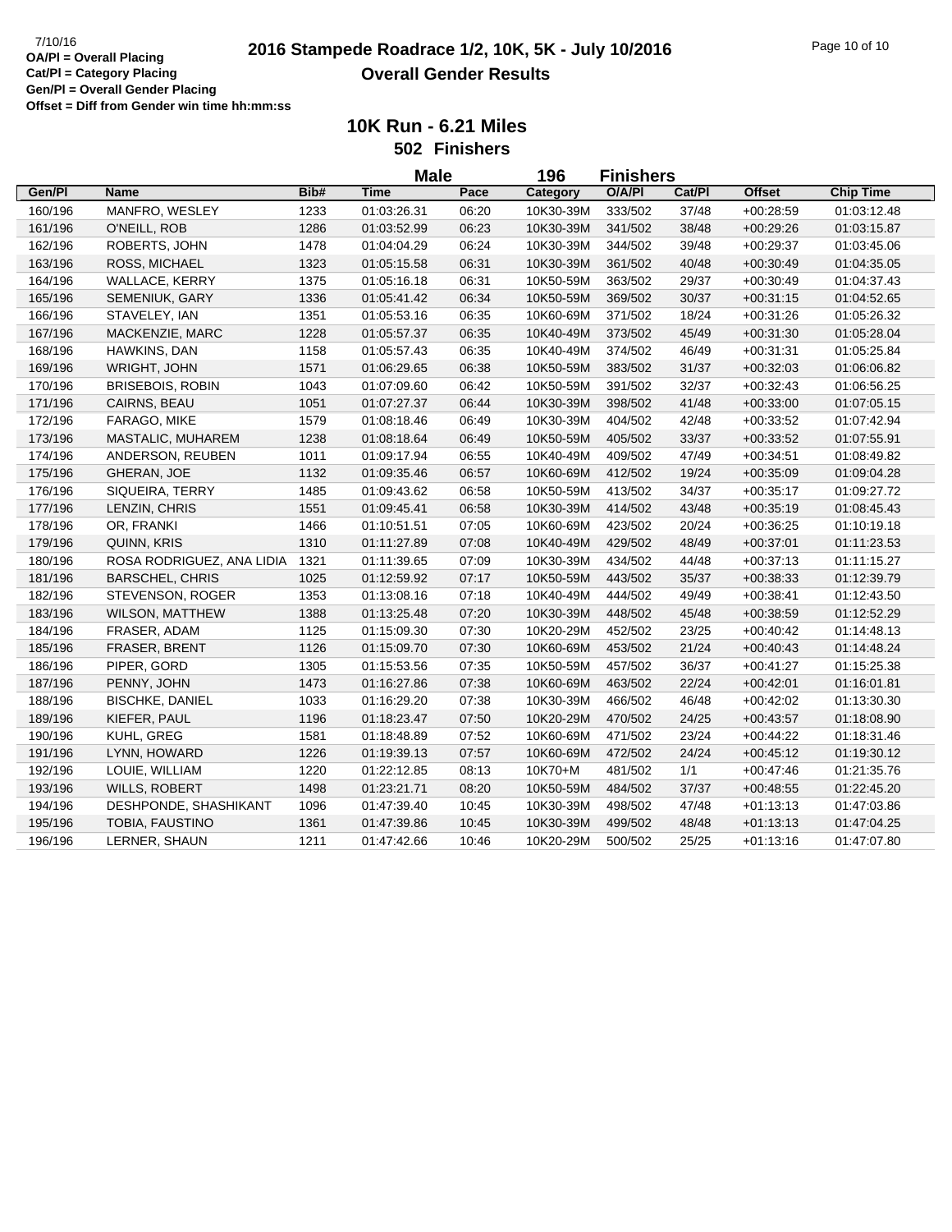7/10/16

**OA/Pl = Overall Placing**
**Cat/Pl = Category Placing**
**Gen/Pl = Overall Gender Placing**
**Offset = Diff from Gender win time hh:mm:ss**

# 2016 Stampede Roadrace 1/2, 10K, 5K - July 10/2016

## Overall Gender Results

### 10K Run - 6.21 Miles

**502 Finishers**

**Male 196 Finishers**

| Gen/Pl | Name | Bib# | Time | Pace | Category | O/A/Pl | Cat/Pl | Offset | Chip Time |
|---|---|---|---|---|---|---|---|---|---|
| 160/196 | MANFRO, WESLEY | 1233 | 01:03:26.31 | 06:20 | 10K30-39M | 333/502 | 37/48 | +00:28:59 | 01:03:12.48 |
| 161/196 | O'NEILL, ROB | 1286 | 01:03:52.99 | 06:23 | 10K30-39M | 341/502 | 38/48 | +00:29:26 | 01:03:15.87 |
| 162/196 | ROBERTS, JOHN | 1478 | 01:04:04.29 | 06:24 | 10K30-39M | 344/502 | 39/48 | +00:29:37 | 01:03:45.06 |
| 163/196 | ROSS, MICHAEL | 1323 | 01:05:15.58 | 06:31 | 10K30-39M | 361/502 | 40/48 | +00:30:49 | 01:04:35.05 |
| 164/196 | WALLACE, KERRY | 1375 | 01:05:16.18 | 06:31 | 10K50-59M | 363/502 | 29/37 | +00:30:49 | 01:04:37.43 |
| 165/196 | SEMENIUK, GARY | 1336 | 01:05:41.42 | 06:34 | 10K50-59M | 369/502 | 30/37 | +00:31:15 | 01:04:52.65 |
| 166/196 | STAVELEY, IAN | 1351 | 01:05:53.16 | 06:35 | 10K60-69M | 371/502 | 18/24 | +00:31:26 | 01:05:26.32 |
| 167/196 | MACKENZIE, MARC | 1228 | 01:05:57.37 | 06:35 | 10K40-49M | 373/502 | 45/49 | +00:31:30 | 01:05:28.04 |
| 168/196 | HAWKINS, DAN | 1158 | 01:05:57.43 | 06:35 | 10K40-49M | 374/502 | 46/49 | +00:31:31 | 01:05:25.84 |
| 169/196 | WRIGHT, JOHN | 1571 | 01:06:29.65 | 06:38 | 10K50-59M | 383/502 | 31/37 | +00:32:03 | 01:06:06.82 |
| 170/196 | BRISEBOIS, ROBIN | 1043 | 01:07:09.60 | 06:42 | 10K50-59M | 391/502 | 32/37 | +00:32:43 | 01:06:56.25 |
| 171/196 | CAIRNS, BEAU | 1051 | 01:07:27.37 | 06:44 | 10K30-39M | 398/502 | 41/48 | +00:33:00 | 01:07:05.15 |
| 172/196 | FARAGO, MIKE | 1579 | 01:08:18.46 | 06:49 | 10K30-39M | 404/502 | 42/48 | +00:33:52 | 01:07:42.94 |
| 173/196 | MASTALIC, MUHAREM | 1238 | 01:08:18.64 | 06:49 | 10K50-59M | 405/502 | 33/37 | +00:33:52 | 01:07:55.91 |
| 174/196 | ANDERSON, REUBEN | 1011 | 01:09:17.94 | 06:55 | 10K40-49M | 409/502 | 47/49 | +00:34:51 | 01:08:49.82 |
| 175/196 | GHERAN, JOE | 1132 | 01:09:35.46 | 06:57 | 10K60-69M | 412/502 | 19/24 | +00:35:09 | 01:09:04.28 |
| 176/196 | SIQUEIRA, TERRY | 1485 | 01:09:43.62 | 06:58 | 10K50-59M | 413/502 | 34/37 | +00:35:17 | 01:09:27.72 |
| 177/196 | LENZIN, CHRIS | 1551 | 01:09:45.41 | 06:58 | 10K30-39M | 414/502 | 43/48 | +00:35:19 | 01:08:45.43 |
| 178/196 | OR, FRANKI | 1466 | 01:10:51.51 | 07:05 | 10K60-69M | 423/502 | 20/24 | +00:36:25 | 01:10:19.18 |
| 179/196 | QUINN, KRIS | 1310 | 01:11:27.89 | 07:08 | 10K40-49M | 429/502 | 48/49 | +00:37:01 | 01:11:23.53 |
| 180/196 | ROSA RODRIGUEZ, ANA LIDIA | 1321 | 01:11:39.65 | 07:09 | 10K30-39M | 434/502 | 44/48 | +00:37:13 | 01:11:15.27 |
| 181/196 | BARSCHEL, CHRIS | 1025 | 01:12:59.92 | 07:17 | 10K50-59M | 443/502 | 35/37 | +00:38:33 | 01:12:39.79 |
| 182/196 | STEVENSON, ROGER | 1353 | 01:13:08.16 | 07:18 | 10K40-49M | 444/502 | 49/49 | +00:38:41 | 01:12:43.50 |
| 183/196 | WILSON, MATTHEW | 1388 | 01:13:25.48 | 07:20 | 10K30-39M | 448/502 | 45/48 | +00:38:59 | 01:12:52.29 |
| 184/196 | FRASER, ADAM | 1125 | 01:15:09.30 | 07:30 | 10K20-29M | 452/502 | 23/25 | +00:40:42 | 01:14:48.13 |
| 185/196 | FRASER, BRENT | 1126 | 01:15:09.70 | 07:30 | 10K60-69M | 453/502 | 21/24 | +00:40:43 | 01:14:48.24 |
| 186/196 | PIPER, GORD | 1305 | 01:15:53.56 | 07:35 | 10K50-59M | 457/502 | 36/37 | +00:41:27 | 01:15:25.38 |
| 187/196 | PENNY, JOHN | 1473 | 01:16:27.86 | 07:38 | 10K60-69M | 463/502 | 22/24 | +00:42:01 | 01:16:01.81 |
| 188/196 | BISCHKE, DANIEL | 1033 | 01:16:29.20 | 07:38 | 10K30-39M | 466/502 | 46/48 | +00:42:02 | 01:13:30.30 |
| 189/196 | KIEFER, PAUL | 1196 | 01:18:23.47 | 07:50 | 10K20-29M | 470/502 | 24/25 | +00:43:57 | 01:18:08.90 |
| 190/196 | KUHL, GREG | 1581 | 01:18:48.89 | 07:52 | 10K60-69M | 471/502 | 23/24 | +00:44:22 | 01:18:31.46 |
| 191/196 | LYNN, HOWARD | 1226 | 01:19:39.13 | 07:57 | 10K60-69M | 472/502 | 24/24 | +00:45:12 | 01:19:30.12 |
| 192/196 | LOUIE, WILLIAM | 1220 | 01:22:12.85 | 08:13 | 10K70+M | 481/502 | 1/1 | +00:47:46 | 01:21:35.76 |
| 193/196 | WILLS, ROBERT | 1498 | 01:23:21.71 | 08:20 | 10K50-59M | 484/502 | 37/37 | +00:48:55 | 01:22:45.20 |
| 194/196 | DESHPONDE, SHASHIKANT | 1096 | 01:47:39.40 | 10:45 | 10K30-39M | 498/502 | 47/48 | +01:13:13 | 01:47:03.86 |
| 195/196 | TOBIA, FAUSTINO | 1361 | 01:47:39.86 | 10:45 | 10K30-39M | 499/502 | 48/48 | +01:13:13 | 01:47:04.25 |
| 196/196 | LERNER, SHAUN | 1211 | 01:47:42.66 | 10:46 | 10K20-29M | 500/502 | 25/25 | +01:13:16 | 01:47:07.80 |